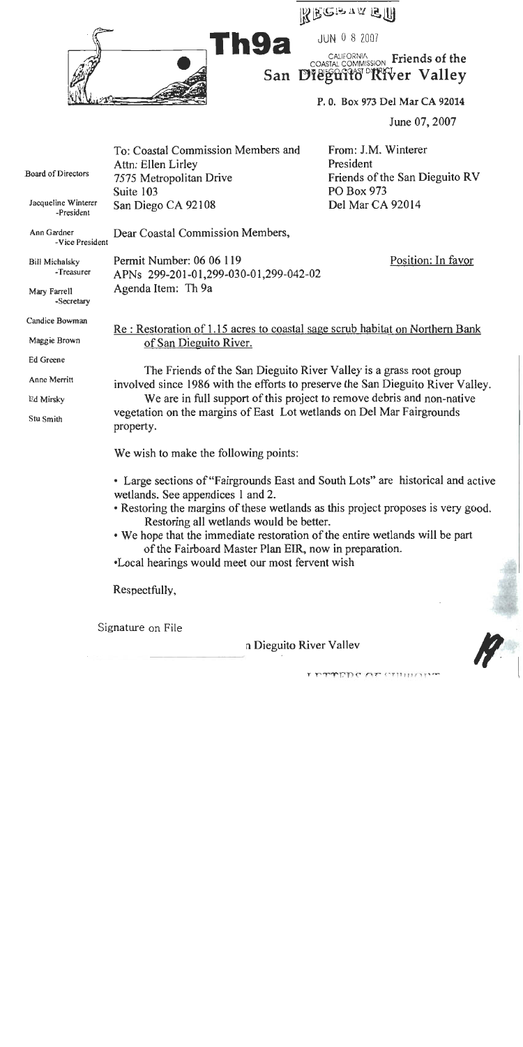RECEIVED

JUN 0 8 2007

CALIFORNIA COASTAL COMMISSION SAN DIEGO COAST DISTRICT

**Th9a**

**Friends of the San Dieguito River Valley**

P. O. Box 973 Del Mar CA 92014

June 07, 2007

Board of Directors

Jacqueline Winterer -President

Ann Gardner -Vice President

Bill Michalsky -Treasurer

Mary Farrell -Secretary

Candice Bowman

Maggie Brown

Ed Greene

Anne Merritt

Ed Mirsky

Stu Smith

To: Coastal Commission Members and
Attn: Ellen Lirley
7575 Metropolitan Drive
Suite 103
San Diego CA 92108

From: J.M. Winterer
President
Friends of the San Dieguito RV
PO Box 973
Del Mar CA 92014

Dear Coastal Commission Members,

Permit Number: 06 06 119
APNs 299-201-01,299-030-01,299-042-02
Agenda Item: Th 9a

Position: In favor

Re : Restoration of 1.15 acres to coastal sage scrub habitat on Northern Bank of San Dieguito River.

The Friends of the San Dieguito River Valley is a grass root group involved since 1986 with the efforts to preserve the San Dieguito River Valley.

We are in full support of this project to remove debris and non-native vegetation on the margins of East Lot wetlands on Del Mar Fairgrounds property.

We wish to make the following points:

- Large sections of "Fairgrounds East and South Lots" are historical and active wetlands. See appendices 1 and 2.
- Restoring the margins of these wetlands as this project proposes is very good. Restoring all wetlands would be better.
- We hope that the immediate restoration of the entire wetlands will be part of the Fairboard Master Plan EIR, now in preparation.
- Local hearings would meet our most fervent wish

Respectfully,

Signature on File

n Dieguito River Valley

LETTERS OF SUPPORT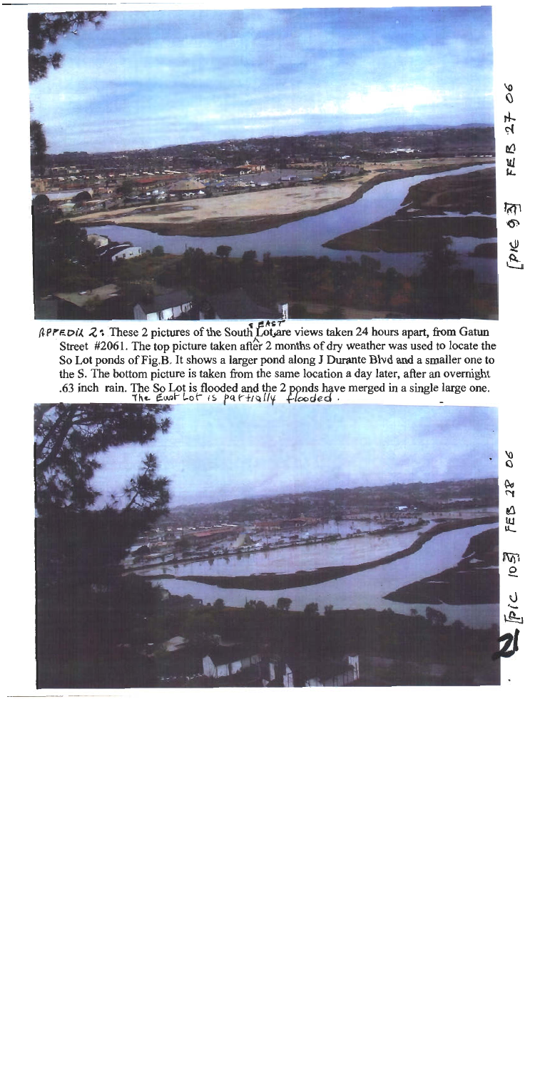[PIC 9] FEB 27 06

APPEDIX 2: These 2 pictures of the South EAST Lot are views taken 24 hours apart, from Gatun Street #2061. The top picture taken after 2 months of dry weather was used to locate the So Lot ponds of Fig.B. It shows a larger pond along J Durante Blvd and a smaller one to the S. The bottom picture is taken from the same location a day later, after an overnight .63 inch rain. The So Lot is flooded and the 2 ponds have merged in a single large one. The East Lot is partially flooded.

[PIC 10] FEB 28 06

2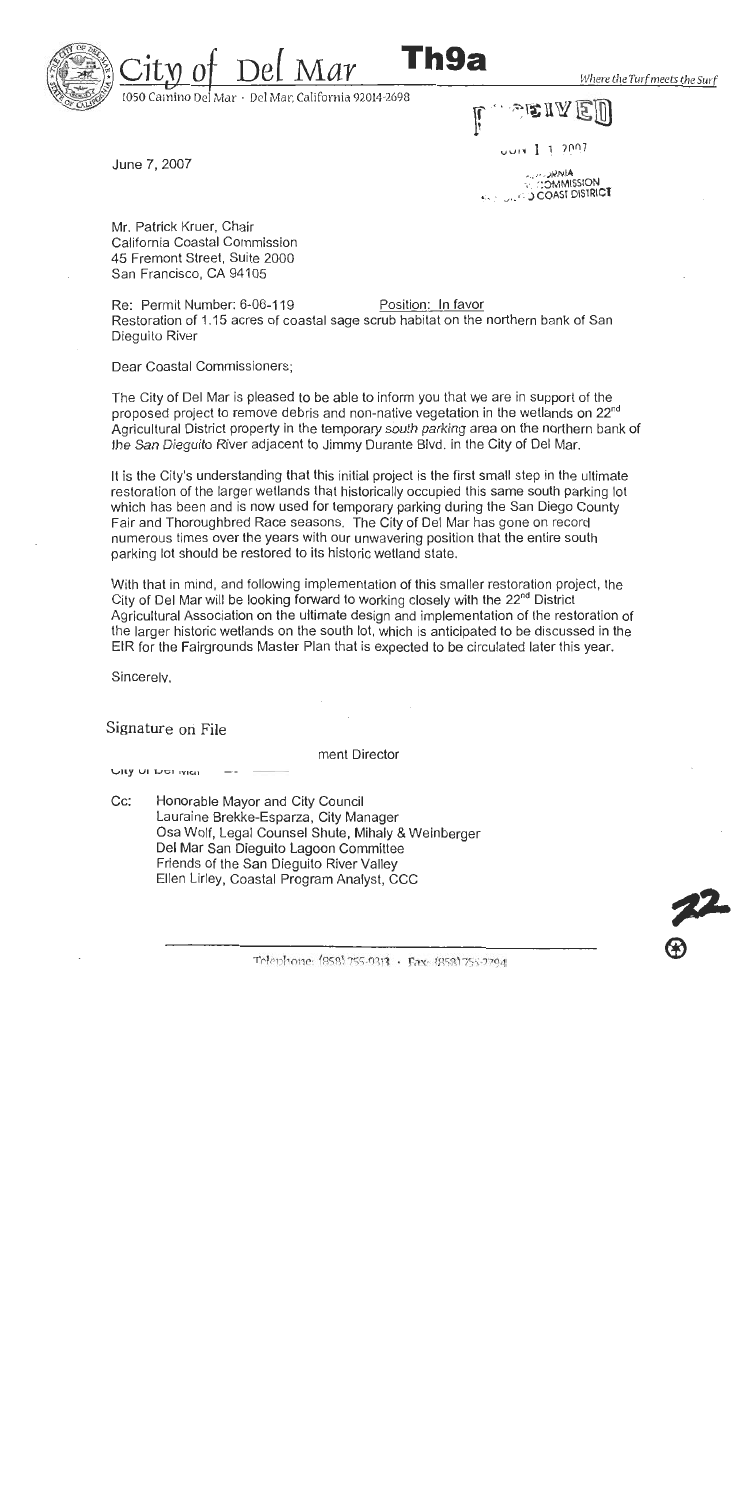City of Del Mar **Th9a** *Where the Turf meets the Surf*

1050 Camino Del Mar · Del Mar, California 92014-2698

RECEIVED
JUN 1 1 2007
CALIFORNIA COASTAL COMMISSION SAN DIEGO COAST DISTRICT

June 7, 2007

Mr. Patrick Kruer, Chair
California Coastal Commission
45 Fremont Street, Suite 2000
San Francisco, CA 94105

Re: Permit Number: 6-06-119 Position: In favor
Restoration of 1.15 acres of coastal sage scrub habitat on the northern bank of San Dieguito River

Dear Coastal Commissioners;

The City of Del Mar is pleased to be able to inform you that we are in support of the proposed project to remove debris and non-native vegetation in the wetlands on 22[nd] Agricultural District property in the temporary *south parking* area on the northern bank of the *San Dieguito* River adjacent to Jimmy Durante Blvd. in the City of Del Mar.

It is the City's understanding that this initial project is the first small step in the ultimate restoration of the larger wetlands that historically occupied this same south parking lot which has been and is now used for temporary parking during the San Diego County Fair and Thoroughbred Race seasons. The City of Del Mar has gone on record numerous times over the years with our unwavering position that the entire south parking lot should be restored to its historic wetland state.

With that in mind, and following implementation of this smaller restoration project, the City of Del Mar will be looking forward to working closely with the 22[nd] District Agricultural Association on the ultimate design and implementation of the restoration of the larger historic wetlands on the south lot, which is anticipated to be discussed in the EIR for the Fairgrounds Master Plan that is expected to be circulated later this year.

Sincerely,

Signature on File

ment Director
City of Del Mar

Cc: Honorable Mayor and City Council
Lauraine Brekke-Esparza, City Manager
Osa Wolf, Legal Counsel Shute, Mihaly & Weinberger
Del Mar San Dieguito Lagoon Committee
Friends of the San Dieguito River Valley
Ellen Lirley, Coastal Program Analyst, CCC

Telephone: (858) 755-9313 · Fax: (858) 755-2794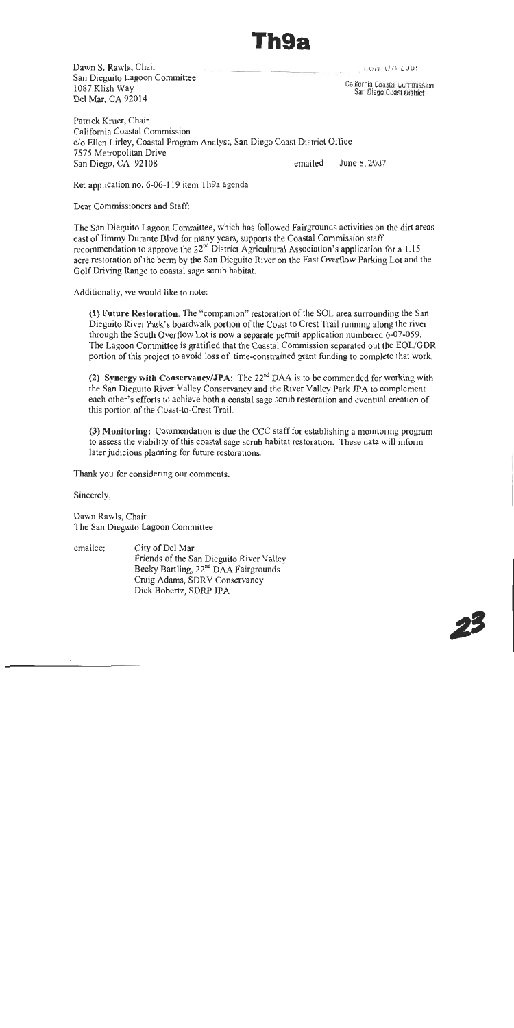# Th9a

Dawn S. Rawls, Chair
San Dieguito Lagoon Committee
1087 Klish Way
Del Mar, CA 92014

JUN 0 8 2007

California Coastal Commission
San Diego Coast District

Patrick Kruer, Chair
California Coastal Commission
c/o Ellen Lirley, Coastal Program Analyst, San Diego Coast District Office
7575 Metropolitan Drive
San Diego, CA 92108

emailed June 8, 2007

Re: application no. 6-06-119 item Th9a agenda

Dear Commissioners and Staff:

The San Dieguito Lagoon Committee, which has followed Fairgrounds activities on the dirt areas east of Jimmy Durante Blvd for many years, supports the Coastal Commission staff recommendation to approve the 22nd District Agricultural Association's application for a 1.15 acre restoration of the berm by the San Dieguito River on the East Overflow Parking Lot and the Golf Driving Range to coastal sage scrub habitat.

Additionally, we would like to note:

**(1) Future Restoration**: The "companion" restoration of the SOL area surrounding the San Dieguito River Park's boardwalk portion of the Coast to Crest Trail running along the river through the South Overflow Lot is now a separate permit application numbered 6-07-059. The Lagoon Committee is gratified that the Coastal Commission separated out the EOL/GDR portion of this project to avoid loss of time-constrained grant funding to complete that work.

**(2) Synergy with Conservancy/JPA:** The 22nd DAA is to be commended for working with the San Dieguito River Valley Conservancy and the River Valley Park JPA to complement each other's efforts to achieve both a coastal sage scrub restoration and eventual creation of this portion of the Coast-to-Crest Trail.

**(3) Monitoring:** Commendation is due the CCC staff for establishing a monitoring program to assess the viability of this coastal sage scrub habitat restoration. These data will inform later judicious planning for future restorations.

Thank you for considering our comments.

Sincerely,

Dawn Rawls, Chair
The San Dieguito Lagoon Committee

emailcc: City of Del Mar
Friends of the San Dieguito River Valley
Becky Bartling, 22nd DAA Fairgrounds
Craig Adams, SDRV Conservancy
Dick Bobertz, SDRP JPA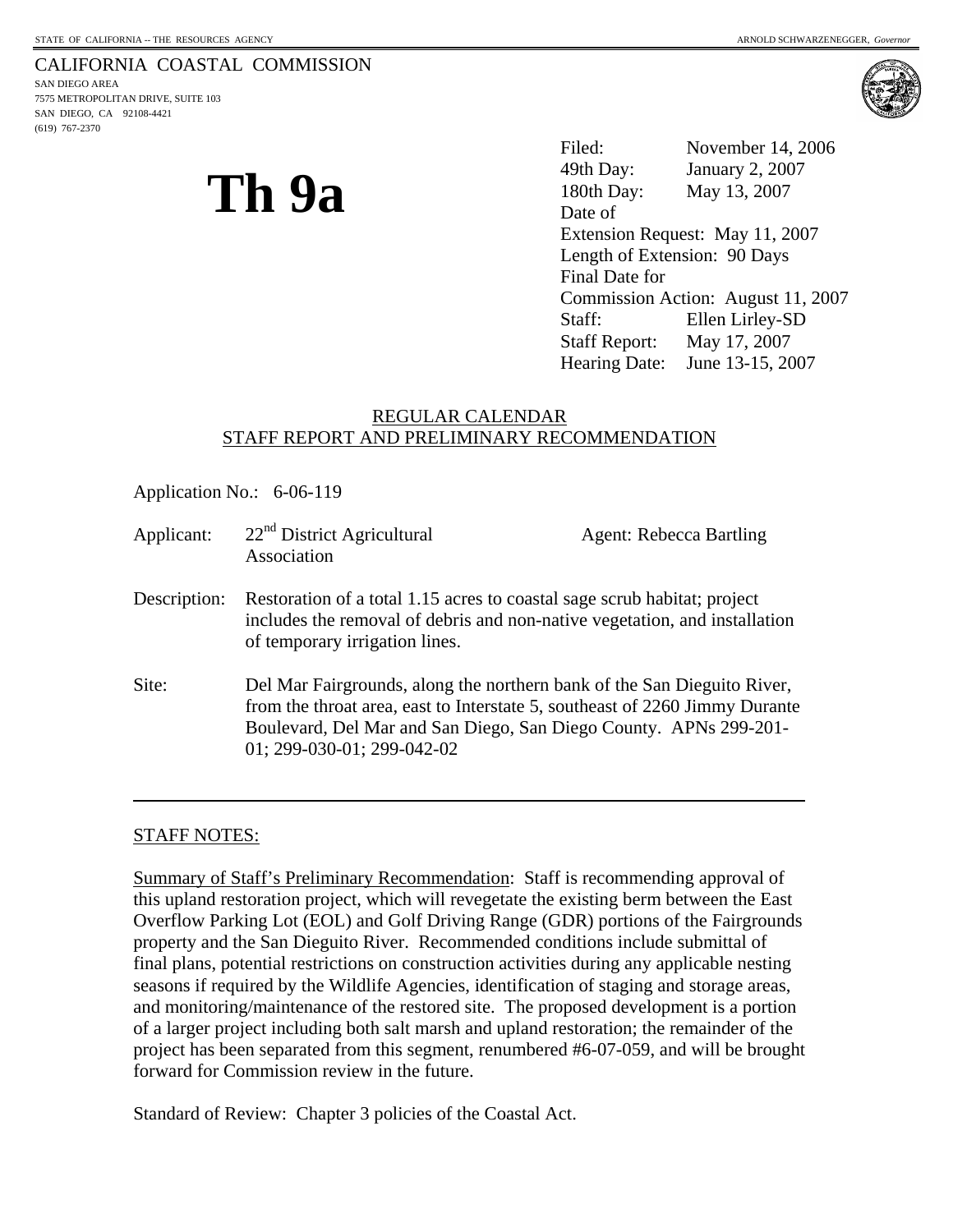STATE OF CALIFORNIA -- THE RESOURCES AGENCY — ARNOLD SCHWARZENEGGER, *Governor*

CALIFORNIA COASTAL COMMISSION
SAN DIEGO AREA
7575 METROPOLITAN DRIVE, SUITE 103
SAN DIEGO, CA 92108-4421
(619) 767-2370

# Th 9a

Filed: November 14, 2006
49th Day: January 2, 2007
180th Day: May 13, 2007
Date of Extension Request: May 11, 2007
Length of Extension: 90 Days
Final Date for Commission Action: August 11, 2007
Staff: Ellen Lirley-SD
Staff Report: May 17, 2007
Hearing Date: June 13-15, 2007

## REGULAR CALENDAR
## STAFF REPORT AND PRELIMINARY RECOMMENDATION

Application No.: 6-06-119

Applicant: 22nd District Agricultural Association — Agent: Rebecca Bartling

Description: Restoration of a total 1.15 acres to coastal sage scrub habitat; project includes the removal of debris and non-native vegetation, and installation of temporary irrigation lines.

Site: Del Mar Fairgrounds, along the northern bank of the San Dieguito River, from the throat area, east to Interstate 5, southeast of 2260 Jimmy Durante Boulevard, Del Mar and San Diego, San Diego County. APNs 299-201-01; 299-030-01; 299-042-02

---

STAFF NOTES:

Summary of Staff's Preliminary Recommendation: Staff is recommending approval of this upland restoration project, which will revegetate the existing berm between the East Overflow Parking Lot (EOL) and Golf Driving Range (GDR) portions of the Fairgrounds property and the San Dieguito River. Recommended conditions include submittal of final plans, potential restrictions on construction activities during any applicable nesting seasons if required by the Wildlife Agencies, identification of staging and storage areas, and monitoring/maintenance of the restored site. The proposed development is a portion of a larger project including both salt marsh and upland restoration; the remainder of the project has been separated from this segment, renumbered #6-07-059, and will be brought forward for Commission review in the future.

Standard of Review: Chapter 3 policies of the Coastal Act.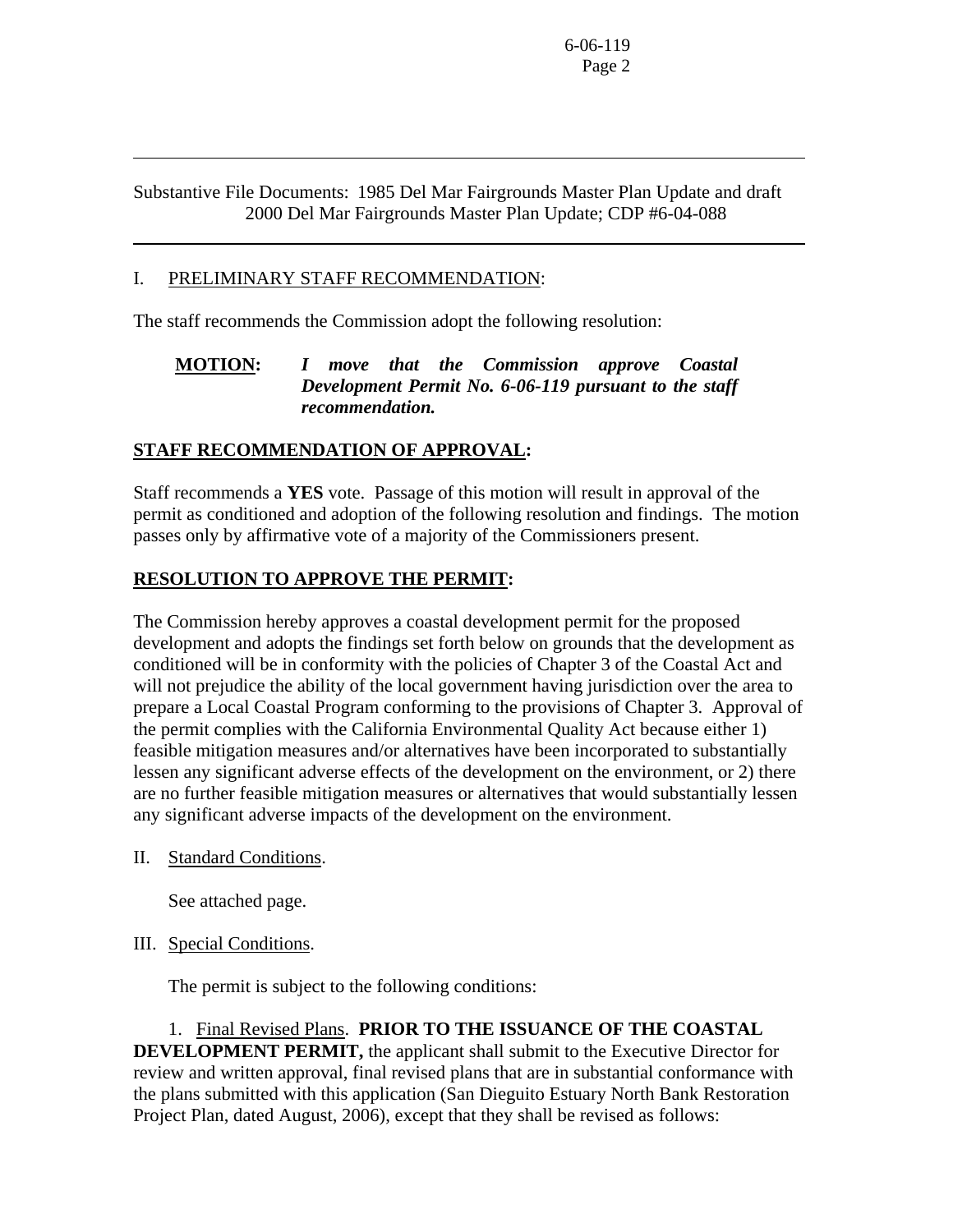Substantive File Documents: 1985 Del Mar Fairgrounds Master Plan Update and draft 2000 Del Mar Fairgrounds Master Plan Update; CDP #6-04-088

---

I. PRELIMINARY STAFF RECOMMENDATION:

The staff recommends the Commission adopt the following resolution:

**MOTION:** ***I move that the Commission approve Coastal Development Permit No. 6-06-119 pursuant to the staff recommendation.***

**STAFF RECOMMENDATION OF APPROVAL:**

Staff recommends a **YES** vote. Passage of this motion will result in approval of the permit as conditioned and adoption of the following resolution and findings. The motion passes only by affirmative vote of a majority of the Commissioners present.

**RESOLUTION TO APPROVE THE PERMIT:**

The Commission hereby approves a coastal development permit for the proposed development and adopts the findings set forth below on grounds that the development as conditioned will be in conformity with the policies of Chapter 3 of the Coastal Act and will not prejudice the ability of the local government having jurisdiction over the area to prepare a Local Coastal Program conforming to the provisions of Chapter 3. Approval of the permit complies with the California Environmental Quality Act because either 1) feasible mitigation measures and/or alternatives have been incorporated to substantially lessen any significant adverse effects of the development on the environment, or 2) there are no further feasible mitigation measures or alternatives that would substantially lessen any significant adverse impacts of the development on the environment.

II. Standard Conditions.

See attached page.

III. Special Conditions.

The permit is subject to the following conditions:

1. Final Revised Plans. **PRIOR TO THE ISSUANCE OF THE COASTAL DEVELOPMENT PERMIT,** the applicant shall submit to the Executive Director for review and written approval, final revised plans that are in substantial conformance with the plans submitted with this application (San Dieguito Estuary North Bank Restoration Project Plan, dated August, 2006), except that they shall be revised as follows: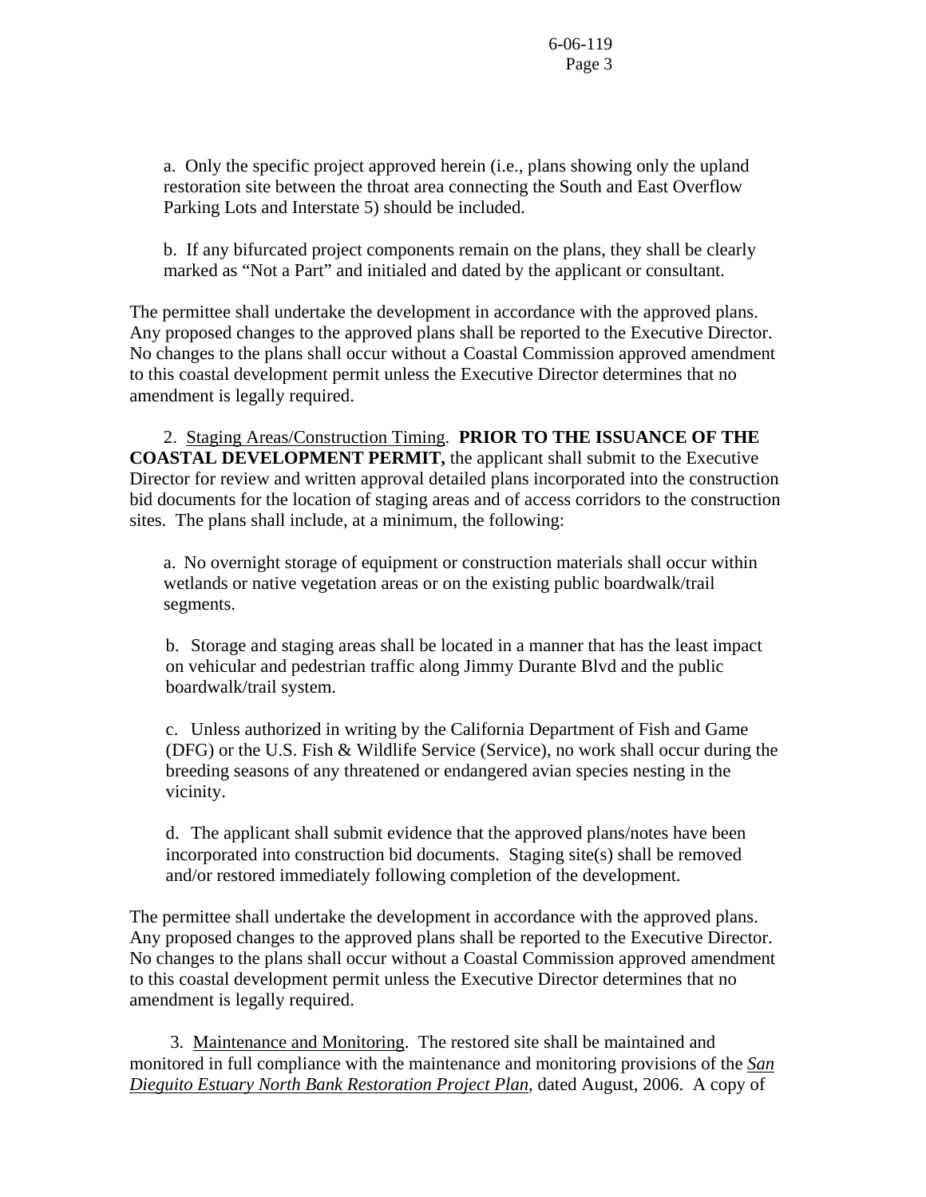a. Only the specific project approved herein (i.e., plans showing only the upland restoration site between the throat area connecting the South and East Overflow Parking Lots and Interstate 5) should be included.

b. If any bifurcated project components remain on the plans, they shall be clearly marked as "Not a Part" and initialed and dated by the applicant or consultant.

The permittee shall undertake the development in accordance with the approved plans. Any proposed changes to the approved plans shall be reported to the Executive Director. No changes to the plans shall occur without a Coastal Commission approved amendment to this coastal development permit unless the Executive Director determines that no amendment is legally required.

2. Staging Areas/Construction Timing. **PRIOR TO THE ISSUANCE OF THE COASTAL DEVELOPMENT PERMIT,** the applicant shall submit to the Executive Director for review and written approval detailed plans incorporated into the construction bid documents for the location of staging areas and of access corridors to the construction sites. The plans shall include, at a minimum, the following:

a. No overnight storage of equipment or construction materials shall occur within wetlands or native vegetation areas or on the existing public boardwalk/trail segments.

b. Storage and staging areas shall be located in a manner that has the least impact on vehicular and pedestrian traffic along Jimmy Durante Blvd and the public boardwalk/trail system.

c. Unless authorized in writing by the California Department of Fish and Game (DFG) or the U.S. Fish & Wildlife Service (Service), no work shall occur during the breeding seasons of any threatened or endangered avian species nesting in the vicinity.

d. The applicant shall submit evidence that the approved plans/notes have been incorporated into construction bid documents. Staging site(s) shall be removed and/or restored immediately following completion of the development.

The permittee shall undertake the development in accordance with the approved plans. Any proposed changes to the approved plans shall be reported to the Executive Director. No changes to the plans shall occur without a Coastal Commission approved amendment to this coastal development permit unless the Executive Director determines that no amendment is legally required.

3. Maintenance and Monitoring. The restored site shall be maintained and monitored in full compliance with the maintenance and monitoring provisions of the ***San Dieguito Estuary North Bank Restoration Project Plan***, dated August, 2006. A copy of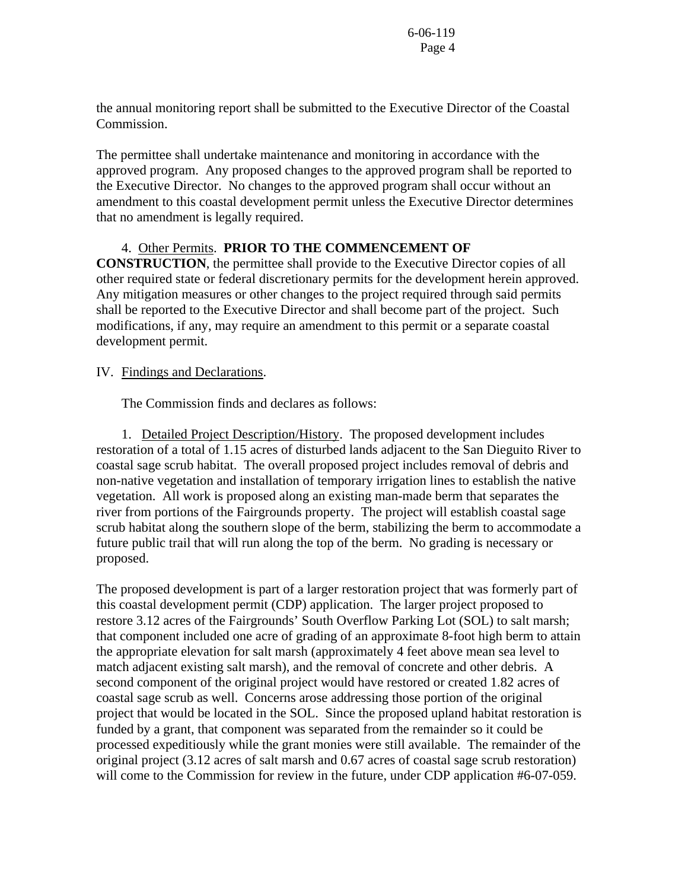the annual monitoring report shall be submitted to the Executive Director of the Coastal Commission.

The permittee shall undertake maintenance and monitoring in accordance with the approved program. Any proposed changes to the approved program shall be reported to the Executive Director. No changes to the approved program shall occur without an amendment to this coastal development permit unless the Executive Director determines that no amendment is legally required.

4. Other Permits. **PRIOR TO THE COMMENCEMENT OF CONSTRUCTION**, the permittee shall provide to the Executive Director copies of all other required state or federal discretionary permits for the development herein approved. Any mitigation measures or other changes to the project required through said permits shall be reported to the Executive Director and shall become part of the project. Such modifications, if any, may require an amendment to this permit or a separate coastal development permit.

IV. Findings and Declarations.

The Commission finds and declares as follows:

1. Detailed Project Description/History. The proposed development includes restoration of a total of 1.15 acres of disturbed lands adjacent to the San Dieguito River to coastal sage scrub habitat. The overall proposed project includes removal of debris and non-native vegetation and installation of temporary irrigation lines to establish the native vegetation. All work is proposed along an existing man-made berm that separates the river from portions of the Fairgrounds property. The project will establish coastal sage scrub habitat along the southern slope of the berm, stabilizing the berm to accommodate a future public trail that will run along the top of the berm. No grading is necessary or proposed.

The proposed development is part of a larger restoration project that was formerly part of this coastal development permit (CDP) application. The larger project proposed to restore 3.12 acres of the Fairgrounds' South Overflow Parking Lot (SOL) to salt marsh; that component included one acre of grading of an approximate 8-foot high berm to attain the appropriate elevation for salt marsh (approximately 4 feet above mean sea level to match adjacent existing salt marsh), and the removal of concrete and other debris. A second component of the original project would have restored or created 1.82 acres of coastal sage scrub as well. Concerns arose addressing those portion of the original project that would be located in the SOL. Since the proposed upland habitat restoration is funded by a grant, that component was separated from the remainder so it could be processed expeditiously while the grant monies were still available. The remainder of the original project (3.12 acres of salt marsh and 0.67 acres of coastal sage scrub restoration) will come to the Commission for review in the future, under CDP application #6-07-059.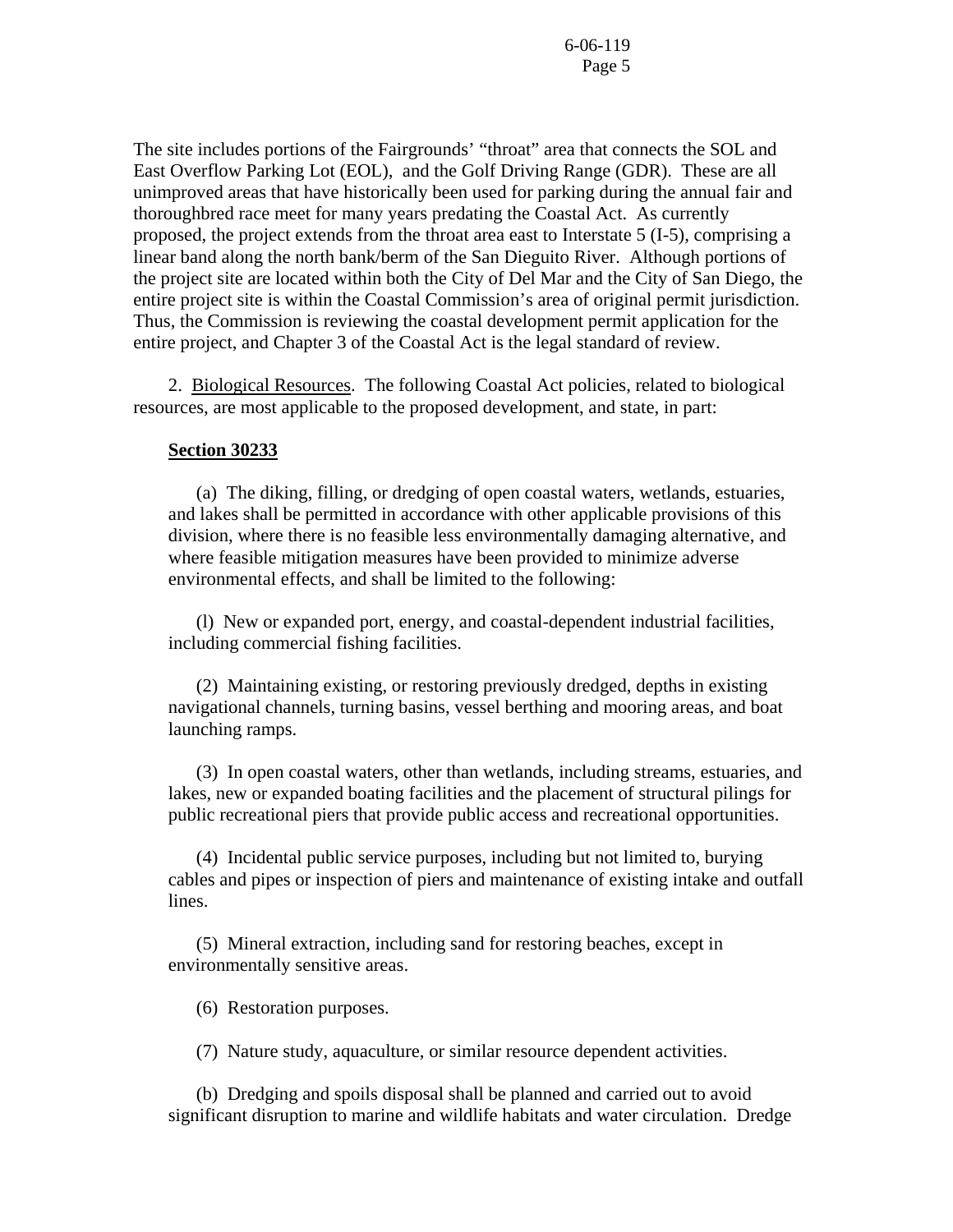The site includes portions of the Fairgrounds' "throat" area that connects the SOL and East Overflow Parking Lot (EOL), and the Golf Driving Range (GDR). These are all unimproved areas that have historically been used for parking during the annual fair and thoroughbred race meet for many years predating the Coastal Act. As currently proposed, the project extends from the throat area east to Interstate 5 (I-5), comprising a linear band along the north bank/berm of the San Dieguito River. Although portions of the project site are located within both the City of Del Mar and the City of San Diego, the entire project site is within the Coastal Commission's area of original permit jurisdiction. Thus, the Commission is reviewing the coastal development permit application for the entire project, and Chapter 3 of the Coastal Act is the legal standard of review.

2. Biological Resources. The following Coastal Act policies, related to biological resources, are most applicable to the proposed development, and state, in part:

**Section 30233**

(a) The diking, filling, or dredging of open coastal waters, wetlands, estuaries, and lakes shall be permitted in accordance with other applicable provisions of this division, where there is no feasible less environmentally damaging alternative, and where feasible mitigation measures have been provided to minimize adverse environmental effects, and shall be limited to the following:

(l) New or expanded port, energy, and coastal-dependent industrial facilities, including commercial fishing facilities.

(2) Maintaining existing, or restoring previously dredged, depths in existing navigational channels, turning basins, vessel berthing and mooring areas, and boat launching ramps.

(3) In open coastal waters, other than wetlands, including streams, estuaries, and lakes, new or expanded boating facilities and the placement of structural pilings for public recreational piers that provide public access and recreational opportunities.

(4) Incidental public service purposes, including but not limited to, burying cables and pipes or inspection of piers and maintenance of existing intake and outfall lines.

(5) Mineral extraction, including sand for restoring beaches, except in environmentally sensitive areas.

(6) Restoration purposes.

(7) Nature study, aquaculture, or similar resource dependent activities.

(b) Dredging and spoils disposal shall be planned and carried out to avoid significant disruption to marine and wildlife habitats and water circulation. Dredge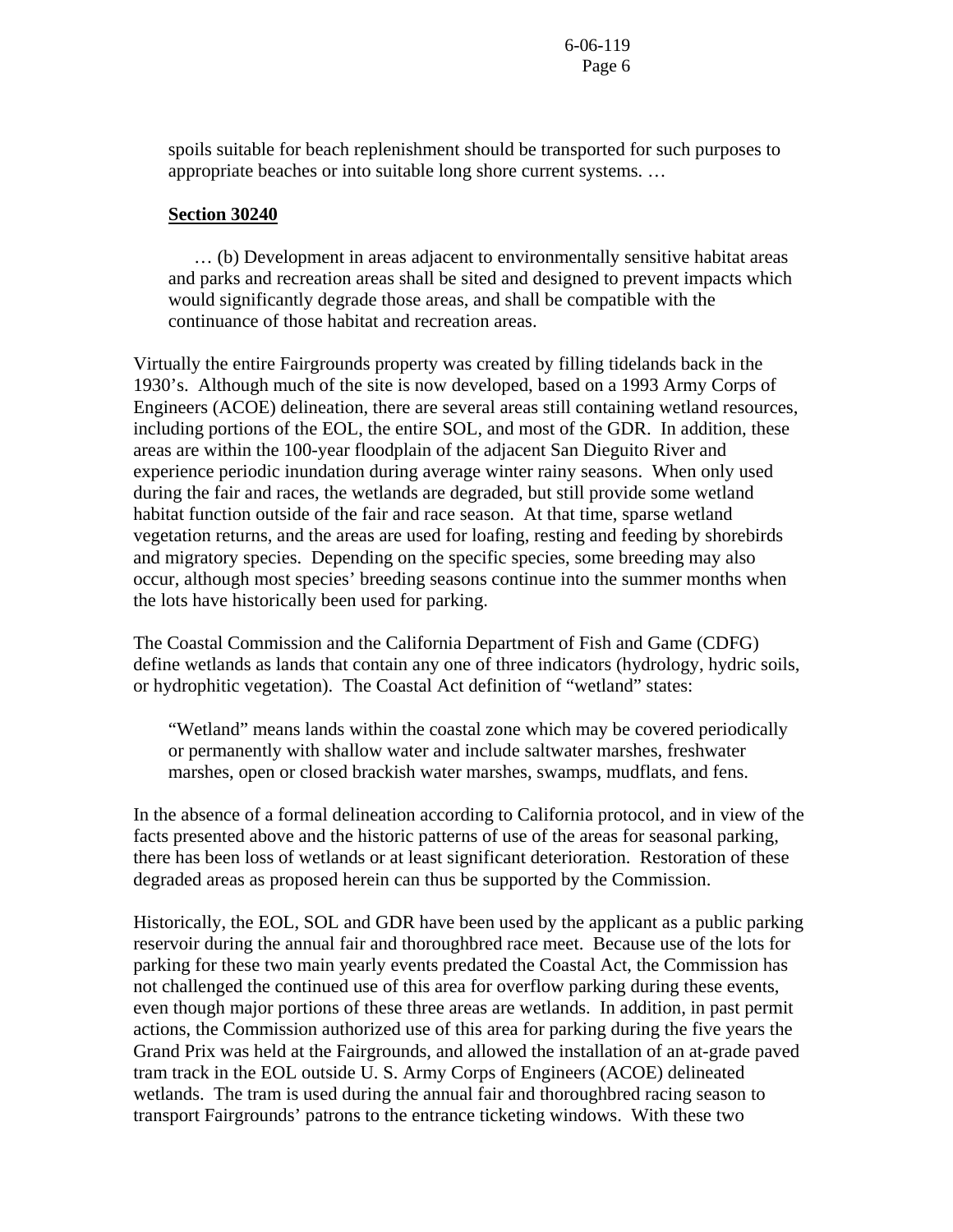spoils suitable for beach replenishment should be transported for such purposes to appropriate beaches or into suitable long shore current systems. …

**Section 30240**

… (b) Development in areas adjacent to environmentally sensitive habitat areas and parks and recreation areas shall be sited and designed to prevent impacts which would significantly degrade those areas, and shall be compatible with the continuance of those habitat and recreation areas.

Virtually the entire Fairgrounds property was created by filling tidelands back in the 1930's. Although much of the site is now developed, based on a 1993 Army Corps of Engineers (ACOE) delineation, there are several areas still containing wetland resources, including portions of the EOL, the entire SOL, and most of the GDR. In addition, these areas are within the 100-year floodplain of the adjacent San Dieguito River and experience periodic inundation during average winter rainy seasons. When only used during the fair and races, the wetlands are degraded, but still provide some wetland habitat function outside of the fair and race season. At that time, sparse wetland vegetation returns, and the areas are used for loafing, resting and feeding by shorebirds and migratory species. Depending on the specific species, some breeding may also occur, although most species' breeding seasons continue into the summer months when the lots have historically been used for parking.

The Coastal Commission and the California Department of Fish and Game (CDFG) define wetlands as lands that contain any one of three indicators (hydrology, hydric soils, or hydrophitic vegetation). The Coastal Act definition of "wetland" states:

"Wetland" means lands within the coastal zone which may be covered periodically or permanently with shallow water and include saltwater marshes, freshwater marshes, open or closed brackish water marshes, swamps, mudflats, and fens.

In the absence of a formal delineation according to California protocol, and in view of the facts presented above and the historic patterns of use of the areas for seasonal parking, there has been loss of wetlands or at least significant deterioration. Restoration of these degraded areas as proposed herein can thus be supported by the Commission.

Historically, the EOL, SOL and GDR have been used by the applicant as a public parking reservoir during the annual fair and thoroughbred race meet. Because use of the lots for parking for these two main yearly events predated the Coastal Act, the Commission has not challenged the continued use of this area for overflow parking during these events, even though major portions of these three areas are wetlands. In addition, in past permit actions, the Commission authorized use of this area for parking during the five years the Grand Prix was held at the Fairgrounds, and allowed the installation of an at-grade paved tram track in the EOL outside U. S. Army Corps of Engineers (ACOE) delineated wetlands. The tram is used during the annual fair and thoroughbred racing season to transport Fairgrounds' patrons to the entrance ticketing windows. With these two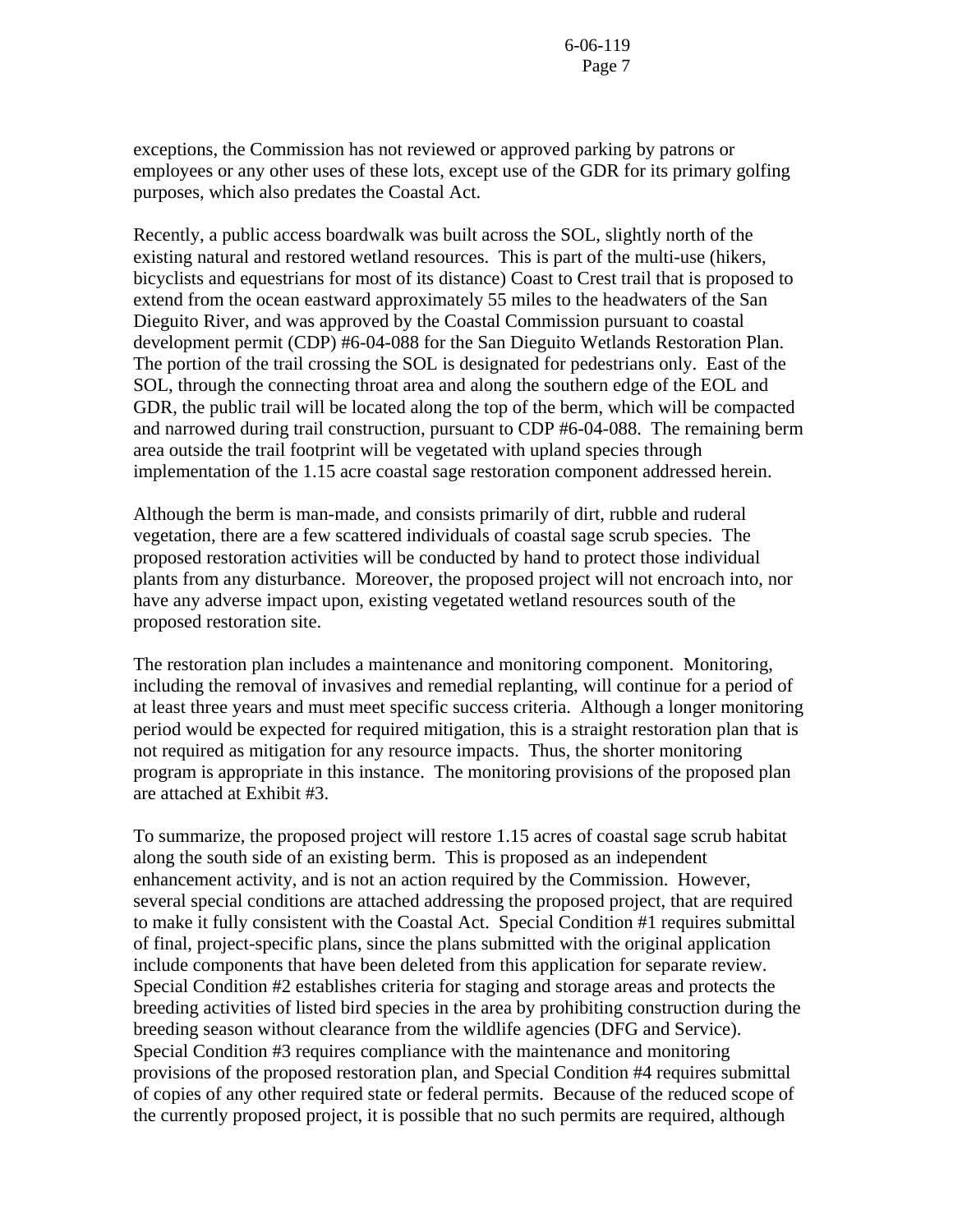exceptions, the Commission has not reviewed or approved parking by patrons or employees or any other uses of these lots, except use of the GDR for its primary golfing purposes, which also predates the Coastal Act.

Recently, a public access boardwalk was built across the SOL, slightly north of the existing natural and restored wetland resources. This is part of the multi-use (hikers, bicyclists and equestrians for most of its distance) Coast to Crest trail that is proposed to extend from the ocean eastward approximately 55 miles to the headwaters of the San Dieguito River, and was approved by the Coastal Commission pursuant to coastal development permit (CDP) #6-04-088 for the San Dieguito Wetlands Restoration Plan. The portion of the trail crossing the SOL is designated for pedestrians only. East of the SOL, through the connecting throat area and along the southern edge of the EOL and GDR, the public trail will be located along the top of the berm, which will be compacted and narrowed during trail construction, pursuant to CDP #6-04-088. The remaining berm area outside the trail footprint will be vegetated with upland species through implementation of the 1.15 acre coastal sage restoration component addressed herein.

Although the berm is man-made, and consists primarily of dirt, rubble and ruderal vegetation, there are a few scattered individuals of coastal sage scrub species. The proposed restoration activities will be conducted by hand to protect those individual plants from any disturbance. Moreover, the proposed project will not encroach into, nor have any adverse impact upon, existing vegetated wetland resources south of the proposed restoration site.

The restoration plan includes a maintenance and monitoring component. Monitoring, including the removal of invasives and remedial replanting, will continue for a period of at least three years and must meet specific success criteria. Although a longer monitoring period would be expected for required mitigation, this is a straight restoration plan that is not required as mitigation for any resource impacts. Thus, the shorter monitoring program is appropriate in this instance. The monitoring provisions of the proposed plan are attached at Exhibit #3.

To summarize, the proposed project will restore 1.15 acres of coastal sage scrub habitat along the south side of an existing berm. This is proposed as an independent enhancement activity, and is not an action required by the Commission. However, several special conditions are attached addressing the proposed project, that are required to make it fully consistent with the Coastal Act. Special Condition #1 requires submittal of final, project-specific plans, since the plans submitted with the original application include components that have been deleted from this application for separate review. Special Condition #2 establishes criteria for staging and storage areas and protects the breeding activities of listed bird species in the area by prohibiting construction during the breeding season without clearance from the wildlife agencies (DFG and Service). Special Condition #3 requires compliance with the maintenance and monitoring provisions of the proposed restoration plan, and Special Condition #4 requires submittal of copies of any other required state or federal permits. Because of the reduced scope of the currently proposed project, it is possible that no such permits are required, although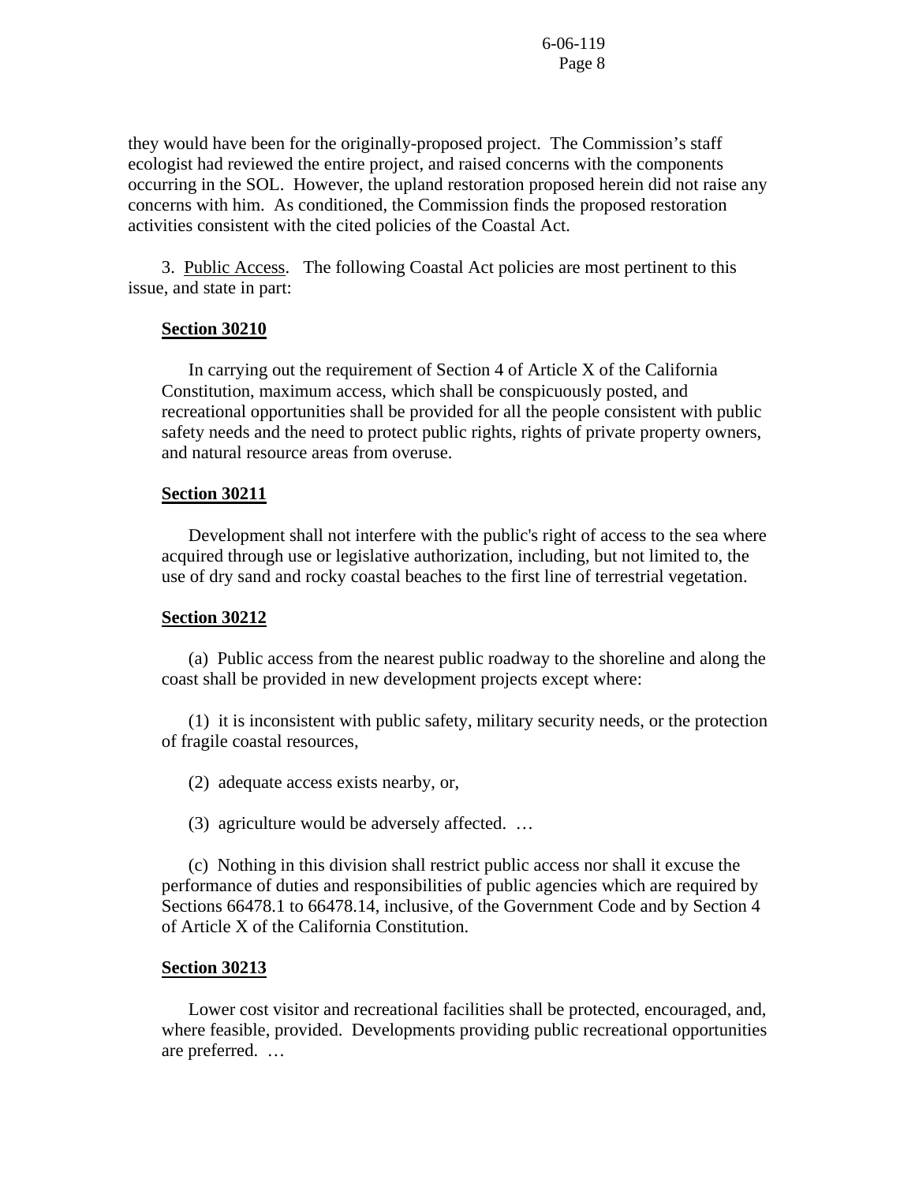they would have been for the originally-proposed project. The Commission's staff ecologist had reviewed the entire project, and raised concerns with the components occurring in the SOL. However, the upland restoration proposed herein did not raise any concerns with him. As conditioned, the Commission finds the proposed restoration activities consistent with the cited policies of the Coastal Act.

3. Public Access. The following Coastal Act policies are most pertinent to this issue, and state in part:

**Section 30210**

In carrying out the requirement of Section 4 of Article X of the California Constitution, maximum access, which shall be conspicuously posted, and recreational opportunities shall be provided for all the people consistent with public safety needs and the need to protect public rights, rights of private property owners, and natural resource areas from overuse.

**Section 30211**

Development shall not interfere with the public's right of access to the sea where acquired through use or legislative authorization, including, but not limited to, the use of dry sand and rocky coastal beaches to the first line of terrestrial vegetation.

**Section 30212**

(a) Public access from the nearest public roadway to the shoreline and along the coast shall be provided in new development projects except where:

(1) it is inconsistent with public safety, military security needs, or the protection of fragile coastal resources,

(2) adequate access exists nearby, or,

(3) agriculture would be adversely affected. …

(c) Nothing in this division shall restrict public access nor shall it excuse the performance of duties and responsibilities of public agencies which are required by Sections 66478.1 to 66478.14, inclusive, of the Government Code and by Section 4 of Article X of the California Constitution.

**Section 30213**

Lower cost visitor and recreational facilities shall be protected, encouraged, and, where feasible, provided. Developments providing public recreational opportunities are preferred. …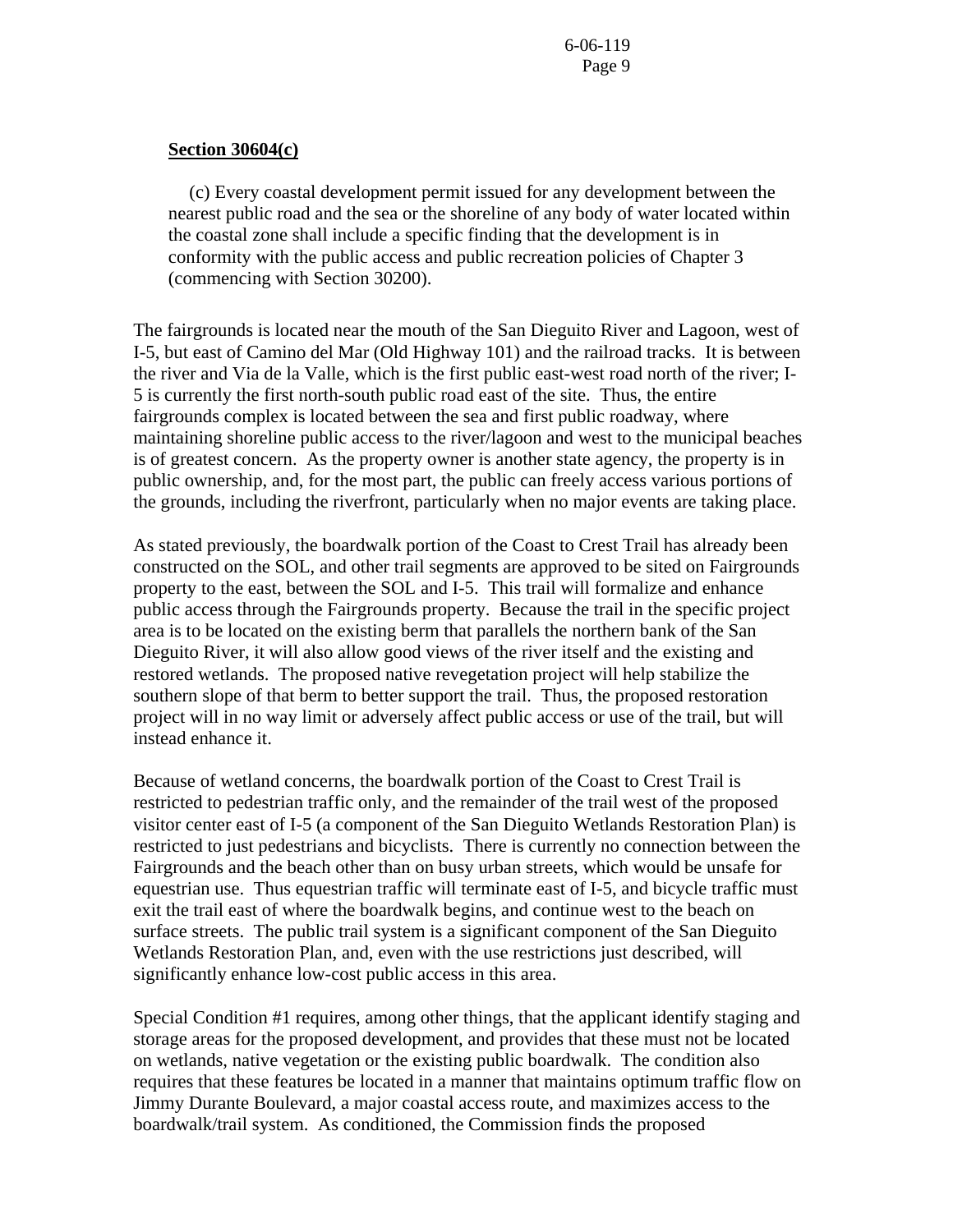**Section 30604(c)**

> (c) Every coastal development permit issued for any development between the nearest public road and the sea or the shoreline of any body of water located within the coastal zone shall include a specific finding that the development is in conformity with the public access and public recreation policies of Chapter 3 (commencing with Section 30200).

The fairgrounds is located near the mouth of the San Dieguito River and Lagoon, west of I-5, but east of Camino del Mar (Old Highway 101) and the railroad tracks. It is between the river and Via de la Valle, which is the first public east-west road north of the river; I-5 is currently the first north-south public road east of the site. Thus, the entire fairgrounds complex is located between the sea and first public roadway, where maintaining shoreline public access to the river/lagoon and west to the municipal beaches is of greatest concern. As the property owner is another state agency, the property is in public ownership, and, for the most part, the public can freely access various portions of the grounds, including the riverfront, particularly when no major events are taking place.

As stated previously, the boardwalk portion of the Coast to Crest Trail has already been constructed on the SOL, and other trail segments are approved to be sited on Fairgrounds property to the east, between the SOL and I-5. This trail will formalize and enhance public access through the Fairgrounds property. Because the trail in the specific project area is to be located on the existing berm that parallels the northern bank of the San Dieguito River, it will also allow good views of the river itself and the existing and restored wetlands. The proposed native revegetation project will help stabilize the southern slope of that berm to better support the trail. Thus, the proposed restoration project will in no way limit or adversely affect public access or use of the trail, but will instead enhance it.

Because of wetland concerns, the boardwalk portion of the Coast to Crest Trail is restricted to pedestrian traffic only, and the remainder of the trail west of the proposed visitor center east of I-5 (a component of the San Dieguito Wetlands Restoration Plan) is restricted to just pedestrians and bicyclists. There is currently no connection between the Fairgrounds and the beach other than on busy urban streets, which would be unsafe for equestrian use. Thus equestrian traffic will terminate east of I-5, and bicycle traffic must exit the trail east of where the boardwalk begins, and continue west to the beach on surface streets. The public trail system is a significant component of the San Dieguito Wetlands Restoration Plan, and, even with the use restrictions just described, will significantly enhance low-cost public access in this area.

Special Condition #1 requires, among other things, that the applicant identify staging and storage areas for the proposed development, and provides that these must not be located on wetlands, native vegetation or the existing public boardwalk. The condition also requires that these features be located in a manner that maintains optimum traffic flow on Jimmy Durante Boulevard, a major coastal access route, and maximizes access to the boardwalk/trail system. As conditioned, the Commission finds the proposed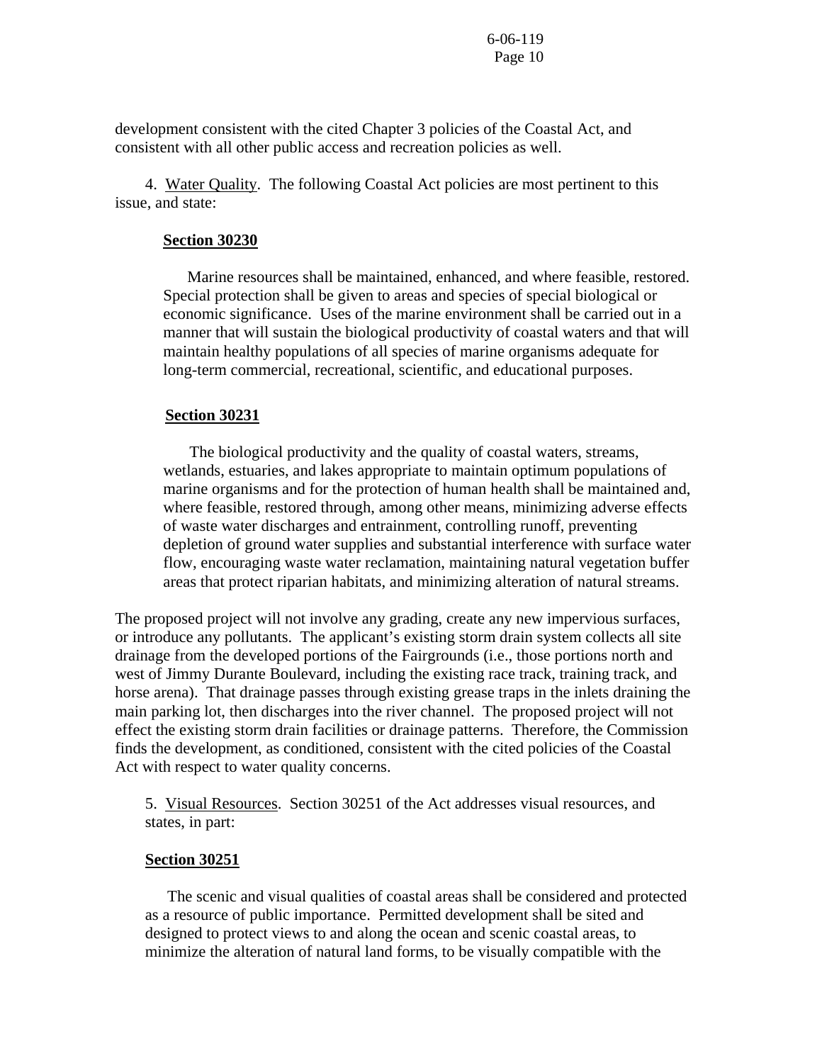development consistent with the cited Chapter 3 policies of the Coastal Act, and consistent with all other public access and recreation policies as well.

4. Water Quality. The following Coastal Act policies are most pertinent to this issue, and state:

**Section 30230**

> Marine resources shall be maintained, enhanced, and where feasible, restored. Special protection shall be given to areas and species of special biological or economic significance. Uses of the marine environment shall be carried out in a manner that will sustain the biological productivity of coastal waters and that will maintain healthy populations of all species of marine organisms adequate for long-term commercial, recreational, scientific, and educational purposes.

**Section 30231**

> The biological productivity and the quality of coastal waters, streams, wetlands, estuaries, and lakes appropriate to maintain optimum populations of marine organisms and for the protection of human health shall be maintained and, where feasible, restored through, among other means, minimizing adverse effects of waste water discharges and entrainment, controlling runoff, preventing depletion of ground water supplies and substantial interference with surface water flow, encouraging waste water reclamation, maintaining natural vegetation buffer areas that protect riparian habitats, and minimizing alteration of natural streams.

The proposed project will not involve any grading, create any new impervious surfaces, or introduce any pollutants. The applicant's existing storm drain system collects all site drainage from the developed portions of the Fairgrounds (i.e., those portions north and west of Jimmy Durante Boulevard, including the existing race track, training track, and horse arena). That drainage passes through existing grease traps in the inlets draining the main parking lot, then discharges into the river channel. The proposed project will not effect the existing storm drain facilities or drainage patterns. Therefore, the Commission finds the development, as conditioned, consistent with the cited policies of the Coastal Act with respect to water quality concerns.

5. Visual Resources. Section 30251 of the Act addresses visual resources, and states, in part:

**Section 30251**

> The scenic and visual qualities of coastal areas shall be considered and protected as a resource of public importance. Permitted development shall be sited and designed to protect views to and along the ocean and scenic coastal areas, to minimize the alteration of natural land forms, to be visually compatible with the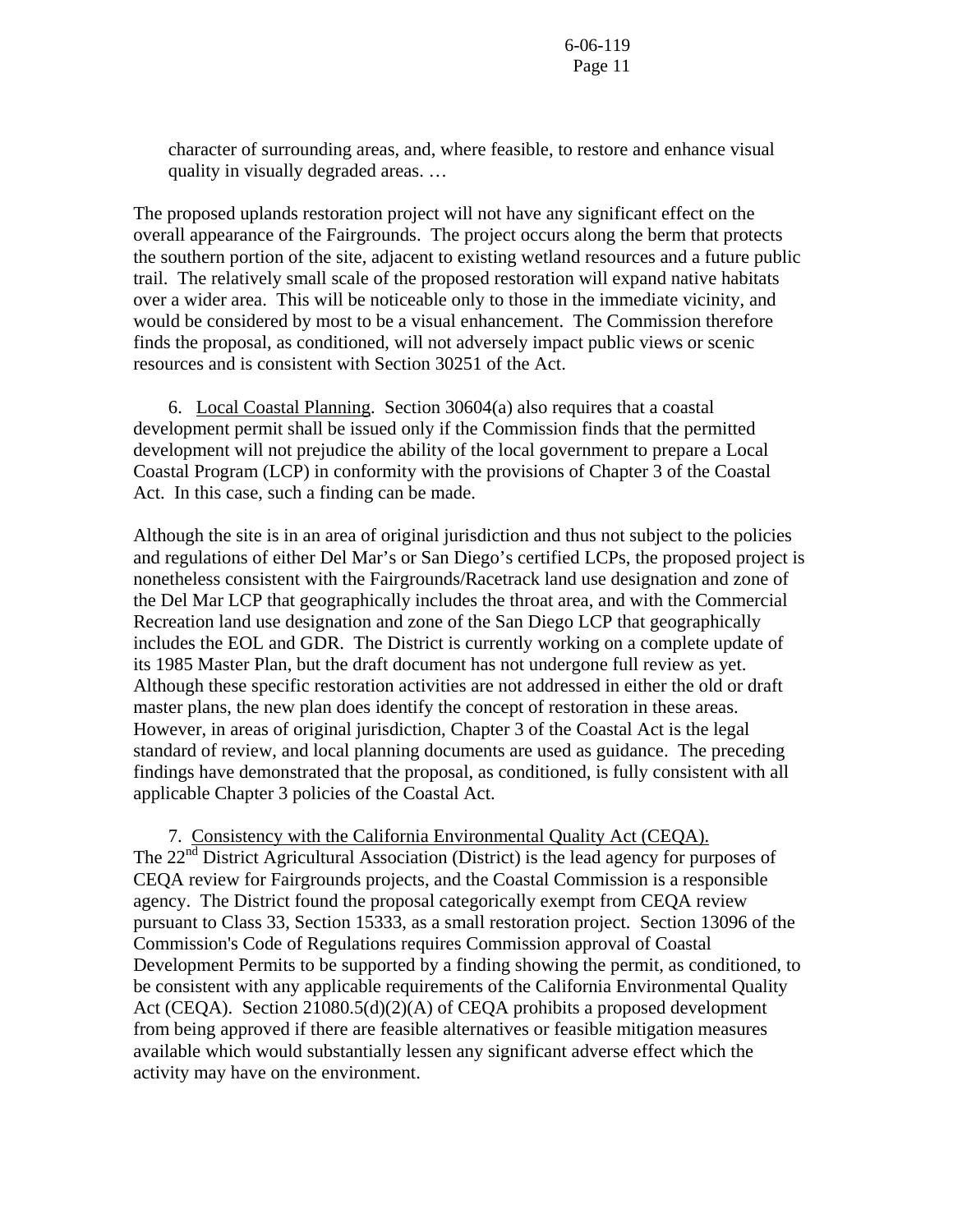character of surrounding areas, and, where feasible, to restore and enhance visual quality in visually degraded areas. …

The proposed uplands restoration project will not have any significant effect on the overall appearance of the Fairgrounds. The project occurs along the berm that protects the southern portion of the site, adjacent to existing wetland resources and a future public trail. The relatively small scale of the proposed restoration will expand native habitats over a wider area. This will be noticeable only to those in the immediate vicinity, and would be considered by most to be a visual enhancement. The Commission therefore finds the proposal, as conditioned, will not adversely impact public views or scenic resources and is consistent with Section 30251 of the Act.

6. Local Coastal Planning. Section 30604(a) also requires that a coastal development permit shall be issued only if the Commission finds that the permitted development will not prejudice the ability of the local government to prepare a Local Coastal Program (LCP) in conformity with the provisions of Chapter 3 of the Coastal Act. In this case, such a finding can be made.

Although the site is in an area of original jurisdiction and thus not subject to the policies and regulations of either Del Mar's or San Diego's certified LCPs, the proposed project is nonetheless consistent with the Fairgrounds/Racetrack land use designation and zone of the Del Mar LCP that geographically includes the throat area, and with the Commercial Recreation land use designation and zone of the San Diego LCP that geographically includes the EOL and GDR. The District is currently working on a complete update of its 1985 Master Plan, but the draft document has not undergone full review as yet. Although these specific restoration activities are not addressed in either the old or draft master plans, the new plan does identify the concept of restoration in these areas. However, in areas of original jurisdiction, Chapter 3 of the Coastal Act is the legal standard of review, and local planning documents are used as guidance. The preceding findings have demonstrated that the proposal, as conditioned, is fully consistent with all applicable Chapter 3 policies of the Coastal Act.

7. Consistency with the California Environmental Quality Act (CEQA).
The 22nd District Agricultural Association (District) is the lead agency for purposes of CEQA review for Fairgrounds projects, and the Coastal Commission is a responsible agency. The District found the proposal categorically exempt from CEQA review pursuant to Class 33, Section 15333, as a small restoration project. Section 13096 of the Commission's Code of Regulations requires Commission approval of Coastal Development Permits to be supported by a finding showing the permit, as conditioned, to be consistent with any applicable requirements of the California Environmental Quality Act (CEQA). Section 21080.5(d)(2)(A) of CEQA prohibits a proposed development from being approved if there are feasible alternatives or feasible mitigation measures available which would substantially lessen any significant adverse effect which the activity may have on the environment.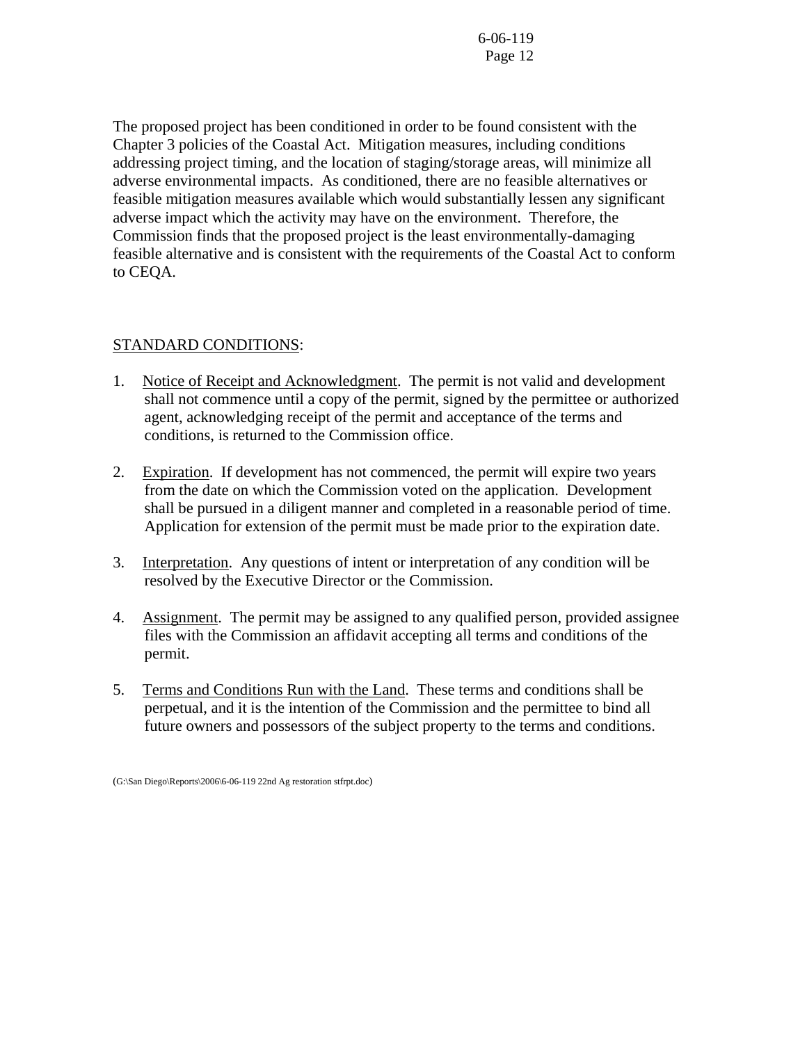The proposed project has been conditioned in order to be found consistent with the Chapter 3 policies of the Coastal Act. Mitigation measures, including conditions addressing project timing, and the location of staging/storage areas, will minimize all adverse environmental impacts. As conditioned, there are no feasible alternatives or feasible mitigation measures available which would substantially lessen any significant adverse impact which the activity may have on the environment. Therefore, the Commission finds that the proposed project is the least environmentally-damaging feasible alternative and is consistent with the requirements of the Coastal Act to conform to CEQA.

STANDARD CONDITIONS:

1. Notice of Receipt and Acknowledgment. The permit is not valid and development shall not commence until a copy of the permit, signed by the permittee or authorized agent, acknowledging receipt of the permit and acceptance of the terms and conditions, is returned to the Commission office.

2. Expiration. If development has not commenced, the permit will expire two years from the date on which the Commission voted on the application. Development shall be pursued in a diligent manner and completed in a reasonable period of time. Application for extension of the permit must be made prior to the expiration date.

3. Interpretation. Any questions of intent or interpretation of any condition will be resolved by the Executive Director or the Commission.

4. Assignment. The permit may be assigned to any qualified person, provided assignee files with the Commission an affidavit accepting all terms and conditions of the permit.

5. Terms and Conditions Run with the Land. These terms and conditions shall be perpetual, and it is the intention of the Commission and the permittee to bind all future owners and possessors of the subject property to the terms and conditions.

(G:\San Diego\Reports\2006\6-06-119 22nd Ag restoration stfrpt.doc)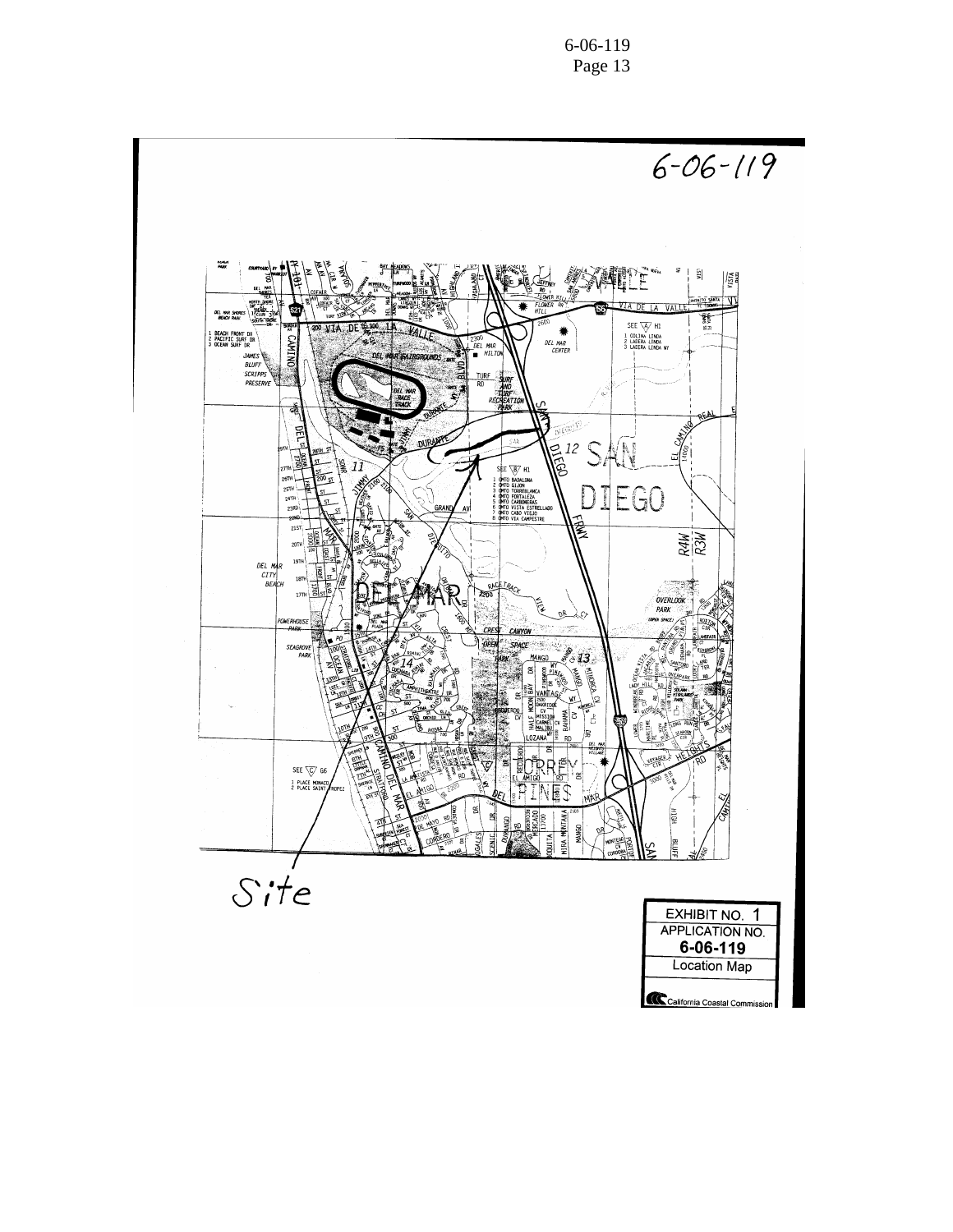6-06-119

Site

| EXHIBIT NO. 1 |
|---|
| APPLICATION NO. |
| 6-06-119 |
| Location Map |
| California Coastal Commission |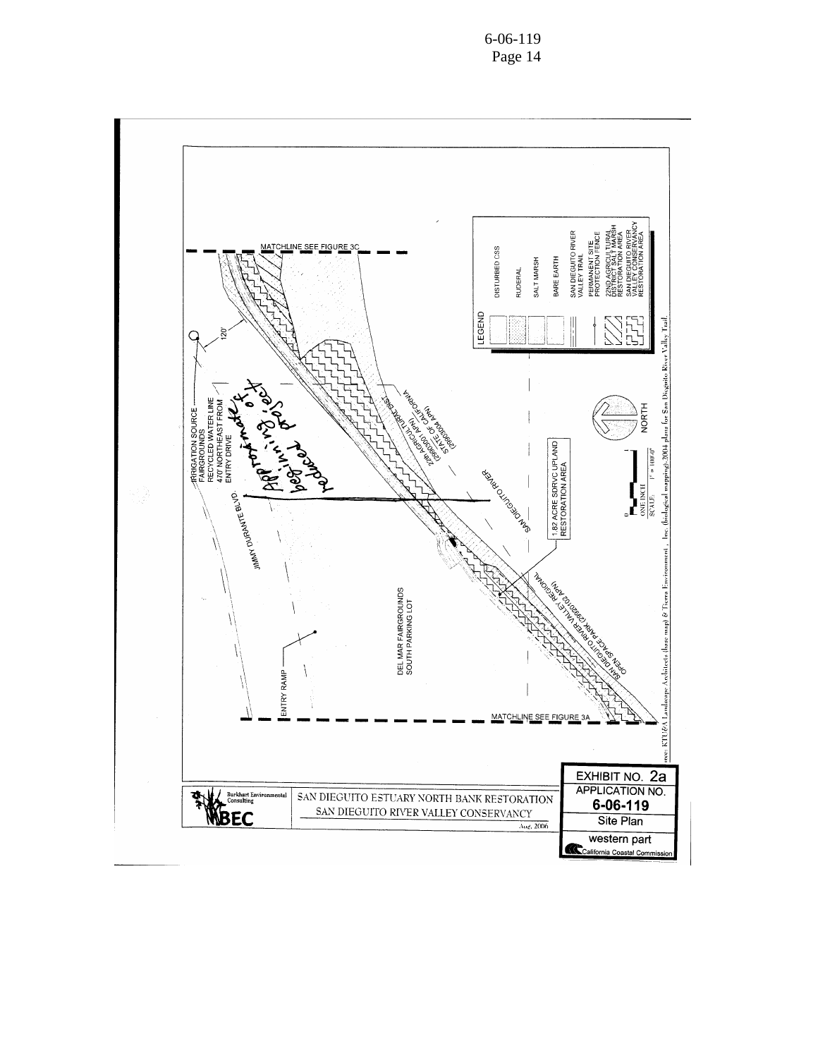MATCHLINE SEE FIGURE 3C

IRRIGATION SOURCE FAIRGROUNDS RECYCLED WATER LINE 470' NORTHEAST FROM ENTRY DRIVE

120'

JIMMY DURANTE BLVD.

Approximate of beginning of reduced project

22nd AGRICULTURAL DIST (2990201 APN)

STATE OF CALIFORNIA (2990304 APN)

SAN DIEGUITO RIVER

1.82 ACRE SDRVC UPLAND RESTORATION AREA

SAN DIEGUITO RIVER VALLEY REGIONAL OPEN SPACE PARK (2992010? APN)

DEL MAR FAIRGROUNDS SOUTH PARKING LOT

ENTRY RAMP

MATCHLINE SEE FIGURE 3A

LEGEND

- DISTURBED CSS
- RUDERAL
- SALT MARSH
- BARE EARTH
- SAN DIEGUITO RIVER VALLEY TRAIL
- PERMANENT SITE PROTECTION FENCE
- 22ND AGRICULTURAL DISTRICT SALT MARSH RESTORATION AREA
- SAN DIEGUITO RIVER VALLEY CONSERVANCY RESTORATION AREA

NORTH

ONE INCH

SCALE: 1" = 100'-0"

Source: KTU&A Landscape Architects (base map) & Tierra Environment., Inc. (biological mapping), 2004 plans for San Dieguito River Valley Trail.

Burkhart Environmental Consulting

BEC

SAN DIEGUITO ESTUARY NORTH BANK RESTORATION

SAN DIEGUITO RIVER VALLEY CONSERVANCY

Aug. 2006

EXHIBIT NO. 2a

APPLICATION NO.

**6-06-119**

Site Plan

western part

California Coastal Commission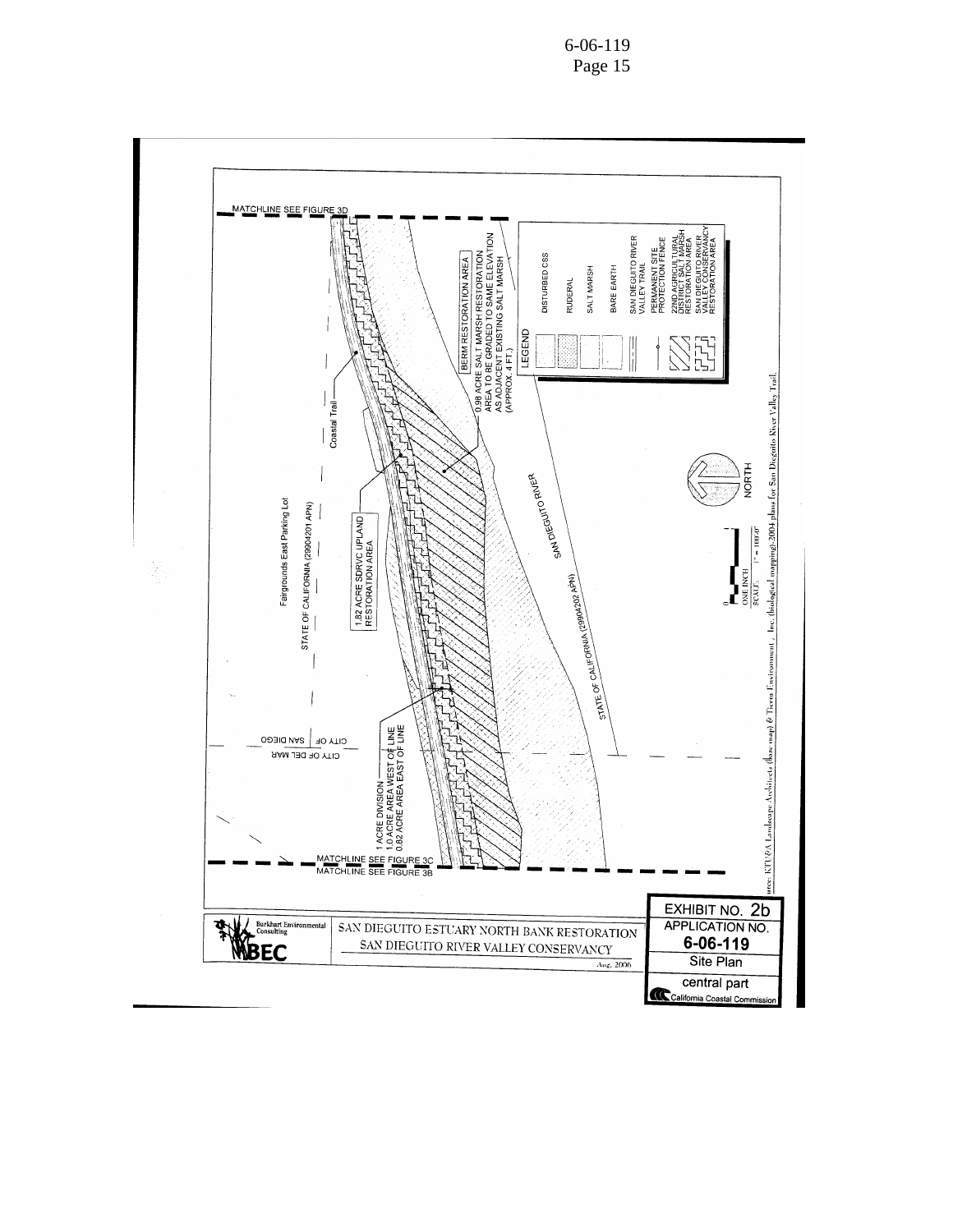MATCHLINE SEE FIGURE 3D

BERM RESTORATION AREA

0.98 ACRE SALT MARSH RESTORATION AREA TO BE GRADED TO SAME ELEVATION AS ADJACENT EXISTING SALT MARSH (APPROX. 4 FT.)

LEGEND

- DISTURBED CSS
- RUDERAL
- SALT MARSH
- BARE EARTH
- SAN DIEGUITO RIVER VALLEY TRAIL
- PERMANENT SITE PROTECTION FENCE
- 22ND AGRICULTURAL DISTRICT SALT MARSH RESTORATION AREA
- SAN DIEGUITO RIVER VALLEY CONSERVANCY RESTORATION AREA

Coastal Trail

Fairgrounds East Parking Lot

STATE OF CALIFORNIA (29904201 APN)

1.82 ACRE SDRVC UPLAND RESTORATION AREA

SAN DIEGUITO RIVER

STATE OF CALIFORNIA (29904202 APN)

CITY OF SAN DIEGO | CITY OF DEL MAR

1 ACRE DIVISION
1.0 ACRE AREA WEST OF LINE
0.82 ACRE AREA EAST OF LINE

MATCHLINE SEE FIGURE 3C
MATCHLINE SEE FIGURE 3B

NORTH

0 | ONE INCH | SCALE: 1" = 100'-0"

Source: KTU&A Landscape Architects (base map) & Tierra Environment., Inc (biological mapping) 2004 plans for San Dieguito River Valley Trail.

Burkhart Environmental Consulting
BEC

SAN DIEGUITO ESTUARY NORTH BANK RESTORATION
SAN DIEGUITO RIVER VALLEY CONSERVANCY

Aug. 2006

EXHIBIT NO. 2b
APPLICATION NO.
**6-06-119**
Site Plan
central part
California Coastal Commission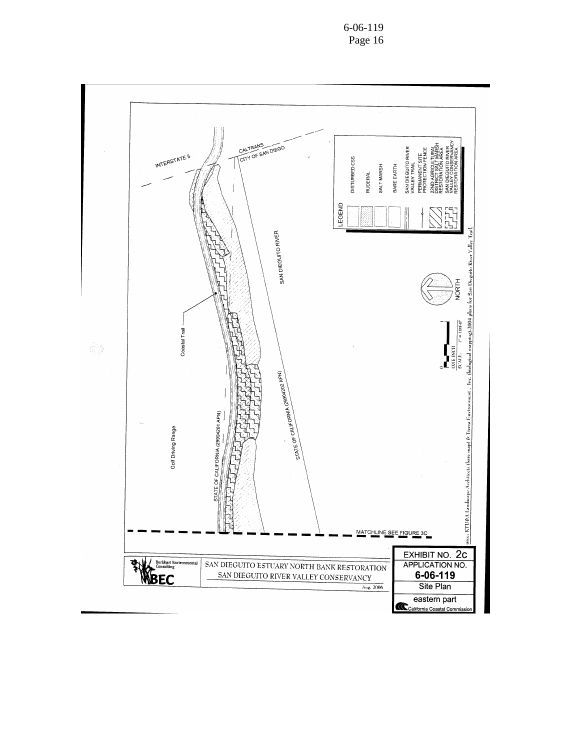INTERSTATE 5

CALTRANS

CITY OF SAN DIEGO

SAN DIEGUITO RIVER

Coastal Trail

Golf Driving Range

STATE OF CALIFORNIA (29904201 APN)

STATE OF CALIFORNIA (29904202 APN)

LEGEND

- DISTURBED CSS
- RUDERAL
- SALT MARSH
- BARE EARTH
- SAN DIEGUITO RIVER VALLEY TRAIL
- PERMANENT SITE PROTECTION FENCE
- 22ND AGRICULTURAL DISTRICT SALT MARSH RESTORATION AREA
- SAN DIEGUITO RIVER VALLEY CONSERVANCY RESTORATION AREA

NORTH

0 ONE INCH SCALE: 1" = 100'-0"

urce: KTU&A Landscape Architects (base map) & Tierra Environment , Inc (biological mapping)-2004 plans for San Dieguito River Valley Trail.

MATCHLINE SEE FIGURE 3C

Burkhart Environmental Consulting BEC

SAN DIEGUITO ESTUARY NORTH BANK RESTORATION
SAN DIEGUITO RIVER VALLEY CONSERVANCY

Aug. 2006

EXHIBIT NO. 2c
APPLICATION NO.
6-06-119
Site Plan
eastern part
California Coastal Commission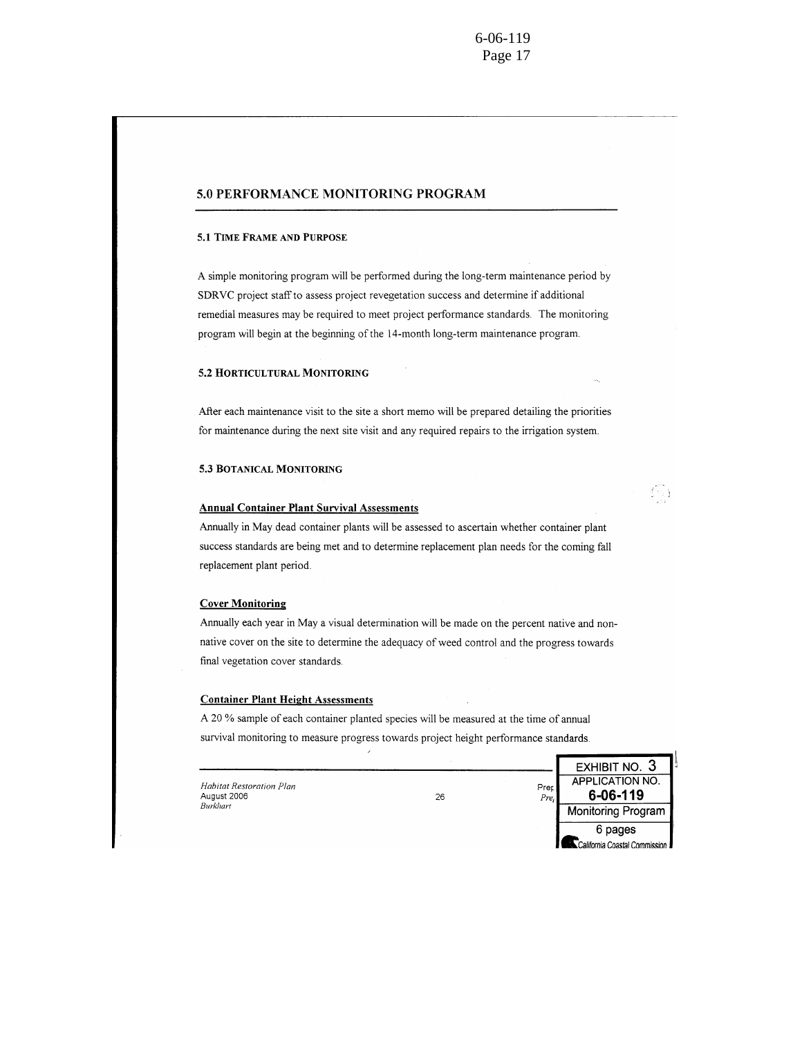## 5.0 PERFORMANCE MONITORING PROGRAM

### 5.1 TIME FRAME AND PURPOSE

A simple monitoring program will be performed during the long-term maintenance period by SDRVC project staff to assess project revegetation success and determine if additional remedial measures may be required to meet project performance standards. The monitoring program will begin at the beginning of the 14-month long-term maintenance program.

### 5.2 HORTICULTURAL MONITORING

After each maintenance visit to the site a short memo will be prepared detailing the priorities for maintenance during the next site visit and any required repairs to the irrigation system.

### 5.3 BOTANICAL MONITORING

**Annual Container Plant Survival Assessments**

Annually in May dead container plants will be assessed to ascertain whether container plant success standards are being met and to determine replacement plan needs for the coming fall replacement plant period.

**Cover Monitoring**

Annually each year in May a visual determination will be made on the percent native and non-native cover on the site to determine the adequacy of weed control and the progress towards final vegetation cover standards.

**Container Plant Height Assessments**

A 20 % sample of each container planted species will be measured at the time of annual survival monitoring to measure progress towards project height performance standards.

*Habitat Restoration Plan*
August 2006
*Burkhart*

EXHIBIT NO. 3
APPLICATION NO.
6-06-119
Monitoring Program
6 pages
California Coastal Commission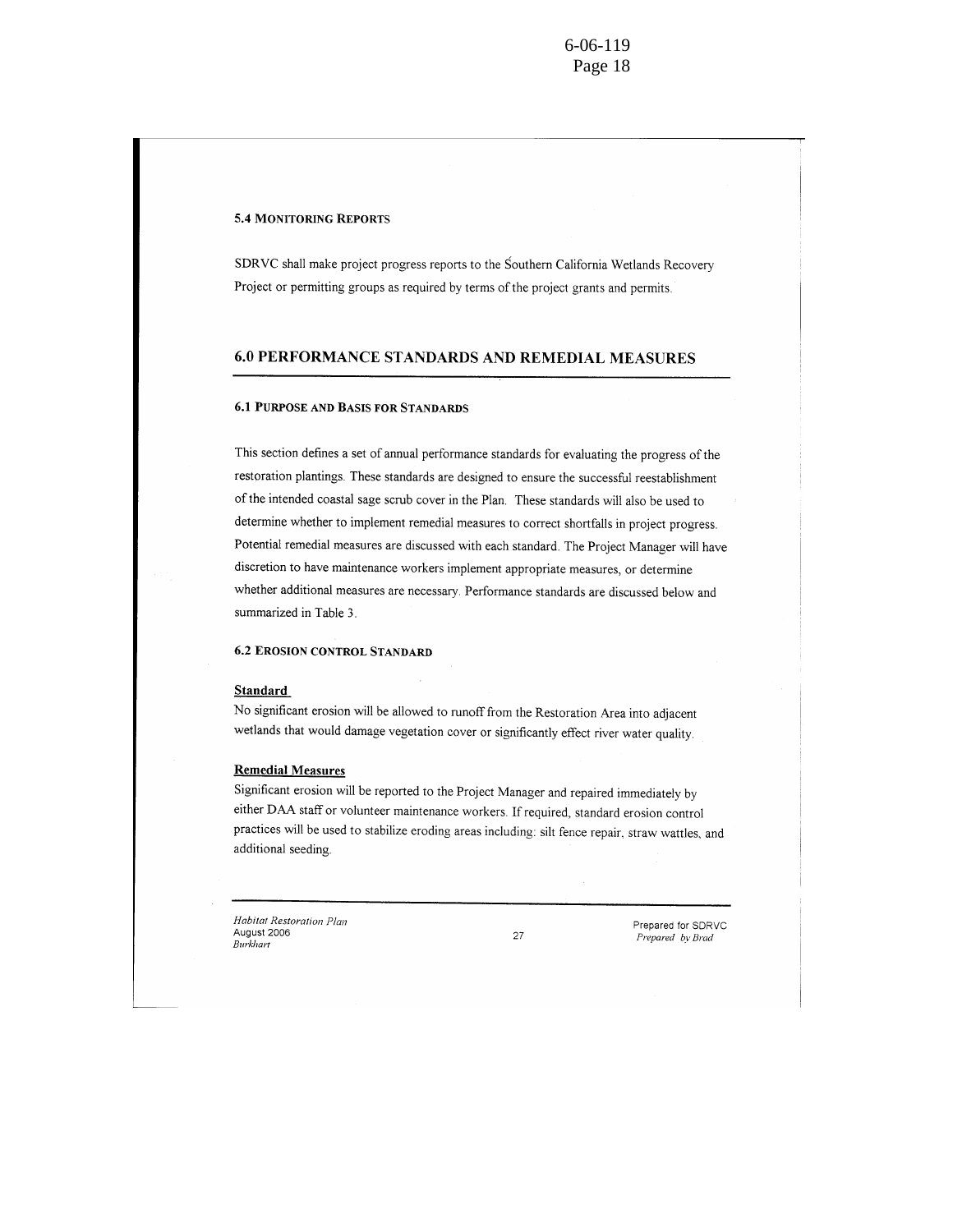### 5.4 MONITORING REPORTS

SDRVC shall make project progress reports to the Southern California Wetlands Recovery Project or permitting groups as required by terms of the project grants and permits.

## 6.0 PERFORMANCE STANDARDS AND REMEDIAL MEASURES

### 6.1 PURPOSE AND BASIS FOR STANDARDS

This section defines a set of annual performance standards for evaluating the progress of the restoration plantings. These standards are designed to ensure the successful reestablishment of the intended coastal sage scrub cover in the Plan. These standards will also be used to determine whether to implement remedial measures to correct shortfalls in project progress. Potential remedial measures are discussed with each standard. The Project Manager will have discretion to have maintenance workers implement appropriate measures, or determine whether additional measures are necessary. Performance standards are discussed below and summarized in Table 3.

### 6.2 EROSION CONTROL STANDARD

**Standard**

No significant erosion will be allowed to runoff from the Restoration Area into adjacent wetlands that would damage vegetation cover or significantly effect river water quality.

**Remedial Measures**

Significant erosion will be reported to the Project Manager and repaired immediately by either DAA staff or volunteer maintenance workers. If required, standard erosion control practices will be used to stabilize eroding areas including: silt fence repair, straw wattles, and additional seeding.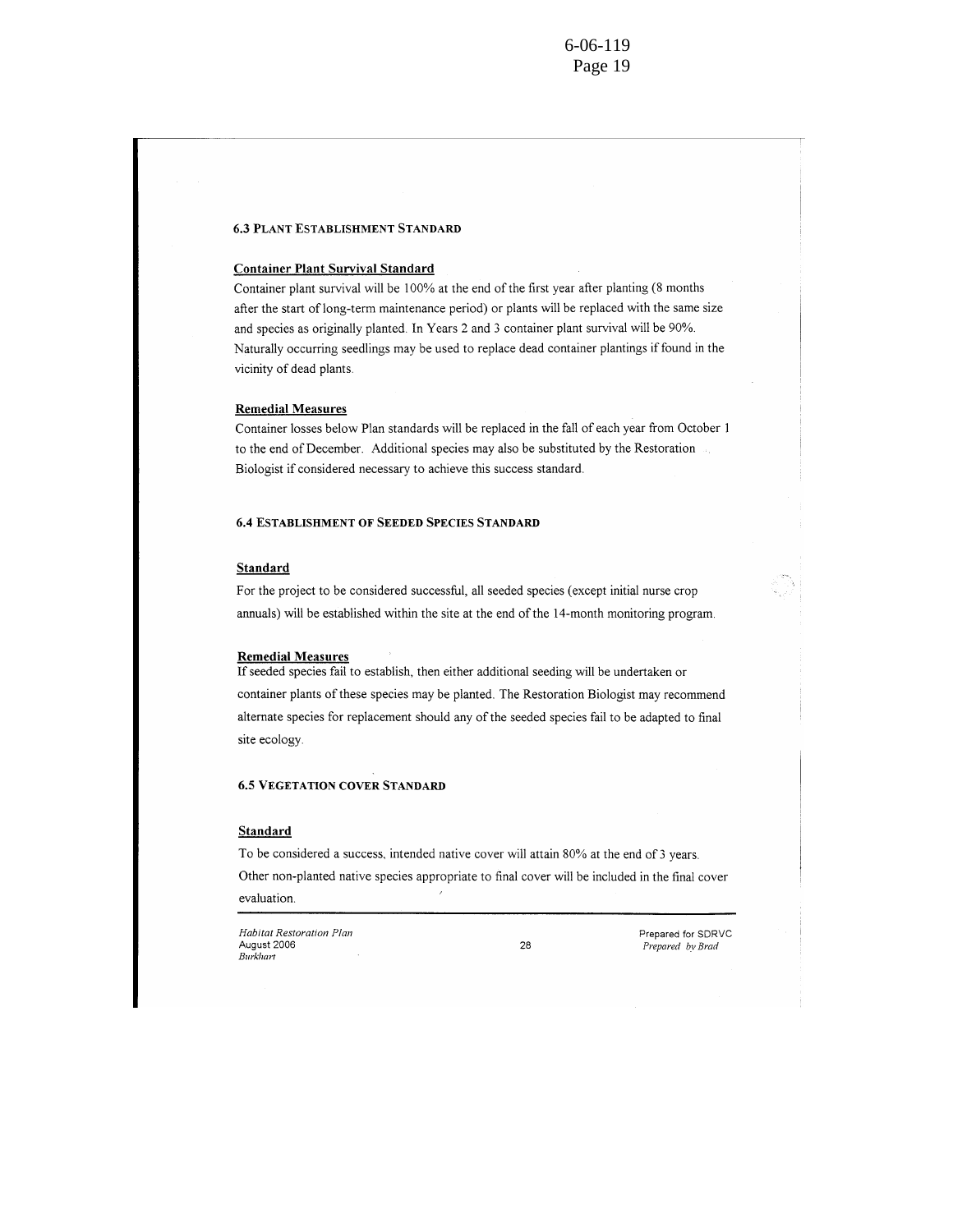### 6.3 Plant Establishment Standard

**Container Plant Survival Standard**

Container plant survival will be 100% at the end of the first year after planting (8 months after the start of long-term maintenance period) or plants will be replaced with the same size and species as originally planted. In Years 2 and 3 container plant survival will be 90%. Naturally occurring seedlings may be used to replace dead container plantings if found in the vicinity of dead plants.

**Remedial Measures**

Container losses below Plan standards will be replaced in the fall of each year from October 1 to the end of December. Additional species may also be substituted by the Restoration Biologist if considered necessary to achieve this success standard.

### 6.4 Establishment of Seeded Species Standard

**Standard**

For the project to be considered successful, all seeded species (except initial nurse crop annuals) will be established within the site at the end of the 14-month monitoring program.

**Remedial Measures**

If seeded species fail to establish, then either additional seeding will be undertaken or container plants of these species may be planted. The Restoration Biologist may recommend alternate species for replacement should any of the seeded species fail to be adapted to final site ecology.

### 6.5 Vegetation Cover Standard

**Standard**

To be considered a success, intended native cover will attain 80% at the end of 3 years. Other non-planted native species appropriate to final cover will be included in the final cover evaluation.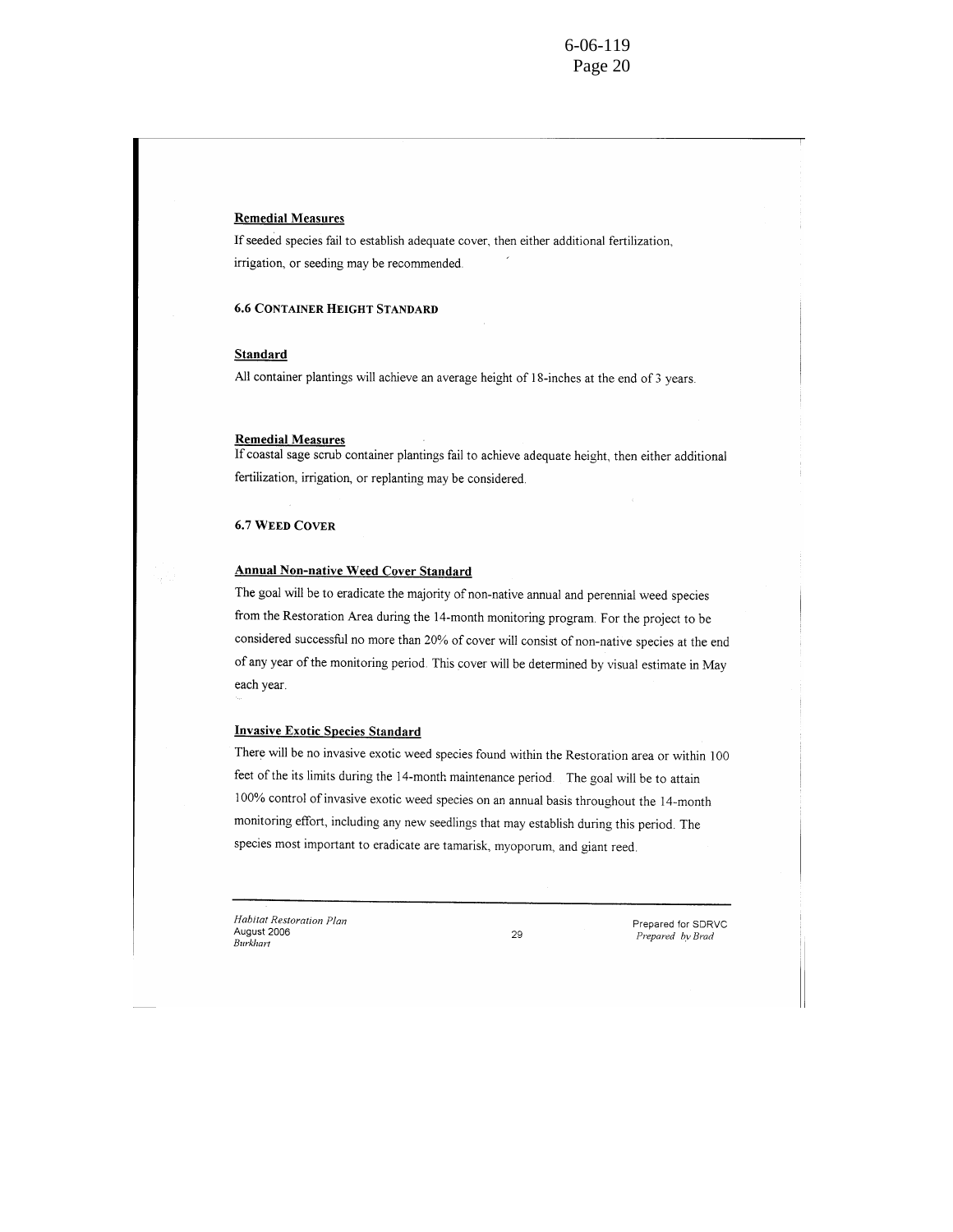**Remedial Measures**

If seeded species fail to establish adequate cover, then either additional fertilization, irrigation, or seeding may be recommended.

### 6.6 Container Height Standard

**Standard**

All container plantings will achieve an average height of 18-inches at the end of 3 years.

**Remedial Measures**

If coastal sage scrub container plantings fail to achieve adequate height, then either additional fertilization, irrigation, or replanting may be considered.

### 6.7 Weed Cover

**Annual Non-native Weed Cover Standard**

The goal will be to eradicate the majority of non-native annual and perennial weed species from the Restoration Area during the 14-month monitoring program. For the project to be considered successful no more than 20% of cover will consist of non-native species at the end of any year of the monitoring period. This cover will be determined by visual estimate in May each year.

**Invasive Exotic Species Standard**

There will be no invasive exotic weed species found within the Restoration area or within 100 feet of the its limits during the 14-month maintenance period. The goal will be to attain 100% control of invasive exotic weed species on an annual basis throughout the 14-month monitoring effort, including any new seedlings that may establish during this period. The species most important to eradicate are tamarisk, myoporum, and giant reed.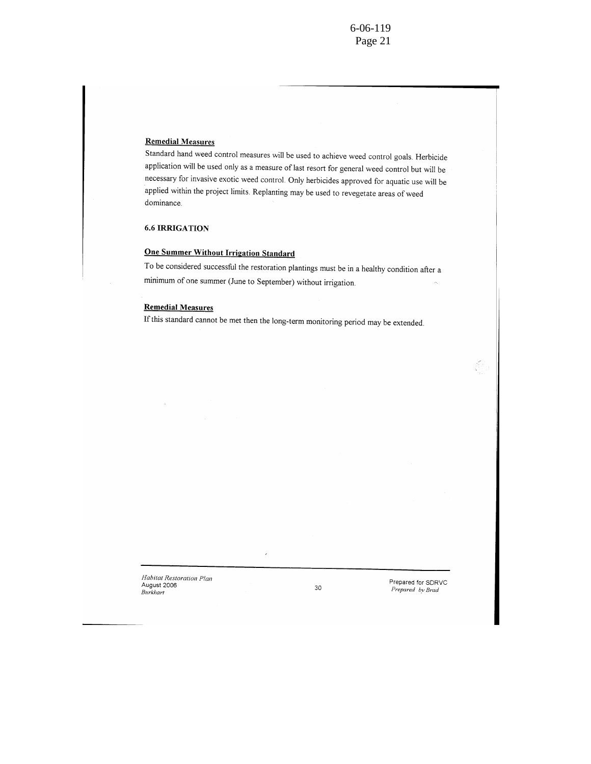**Remedial Measures**

Standard hand weed control measures will be used to achieve weed control goals. Herbicide application will be used only as a measure of last resort for general weed control but will be necessary for invasive exotic weed control. Only herbicides approved for aquatic use will be applied within the project limits. Replanting may be used to revegetate areas of weed dominance.

### 6.6 IRRIGATION

**One Summer Without Irrigation Standard**

To be considered successful the restoration plantings must be in a healthy condition after a minimum of one summer (June to September) without irrigation.

**Remedial Measures**

If this standard cannot be met then the long-term monitoring period may be extended.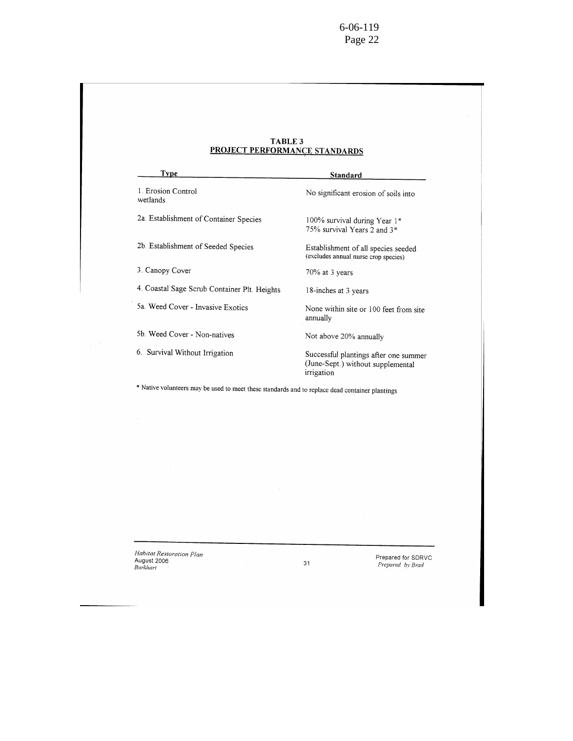**TABLE 3**
**PROJECT PERFORMANCE STANDARDS**

| Type | Standard |
|---|---|
| 1. Erosion Control | No significant erosion of soils into wetlands |
| 2a. Establishment of Container Species | 100% survival during Year 1* 75% survival Years 2 and 3* |
| 2b. Establishment of Seeded Species | Establishment of all species seeded (excludes annual nurse crop species) |
| 3. Canopy Cover | 70% at 3 years |
| 4. Coastal Sage Scrub Container Plt. Heights | 18-inches at 3 years |
| 5a. Weed Cover - Invasive Exotics | None within site or 100 feet from site annually |
| 5b. Weed Cover - Non-natives | Not above 20% annually |
| 6. Survival Without Irrigation | Successful plantings after one summer (June-Sept.) without supplemental irrigation |

* Native volunteers may be used to meet these standards and to replace dead container plantings